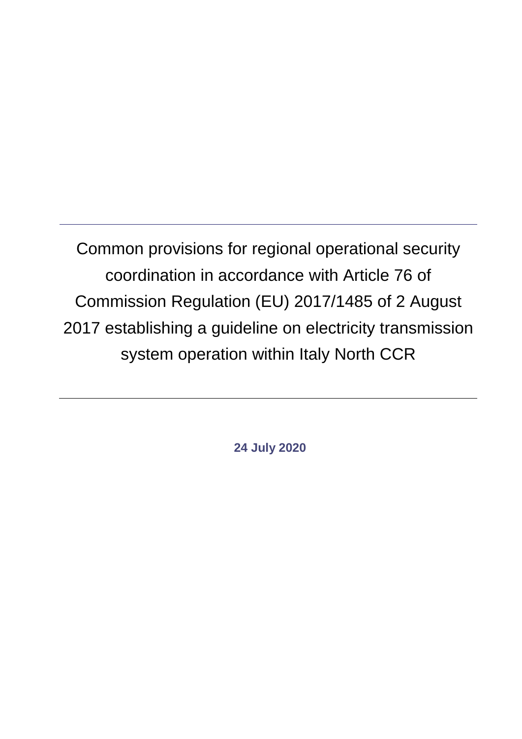# Common provisions for regional operational security coordination in accordance with Article 76 of Commission Regulation (EU) 2017/1485 of 2 August 2017 establishing a guideline on electricity transmission system operation within Italy North CCR

**24 July 2020**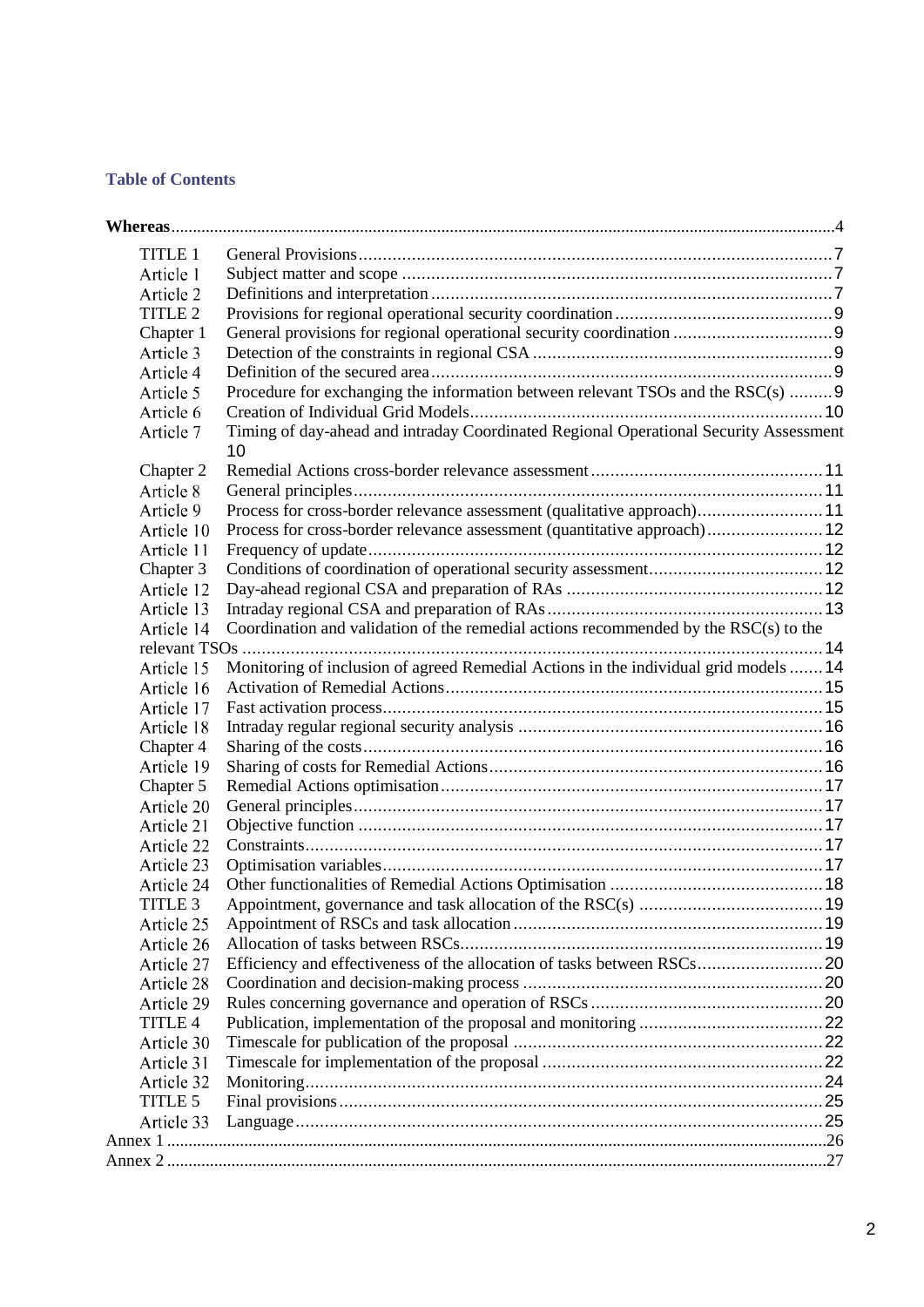### Table of Contents

| | | |
|---|---|---|
| **Whereas** | | 4 |
| TITLE 1 | General Provisions | 7 |
| Article 1 | Subject matter and scope | 7 |
| Article 2 | Definitions and interpretation | 7 |
| TITLE 2 | Provisions for regional operational security coordination | 9 |
| Chapter 1 | General provisions for regional operational security coordination | 9 |
| Article 3 | Detection of the constraints in regional CSA | 9 |
| Article 4 | Definition of the secured area | 9 |
| Article 5 | Procedure for exchanging the information between relevant TSOs and the RSC(s) | 9 |
| Article 6 | Creation of Individual Grid Models | 10 |
| Article 7 | Timing of day-ahead and intraday Coordinated Regional Operational Security Assessment | 10 |
| Chapter 2 | Remedial Actions cross-border relevance assessment | 11 |
| Article 8 | General principles | 11 |
| Article 9 | Process for cross-border relevance assessment (qualitative approach) | 11 |
| Article 10 | Process for cross-border relevance assessment (quantitative approach) | 12 |
| Article 11 | Frequency of update | 12 |
| Chapter 3 | Conditions of coordination of operational security assessment | 12 |
| Article 12 | Day-ahead regional CSA and preparation of RAs | 12 |
| Article 13 | Intraday regional CSA and preparation of RAs | 13 |
| Article 14 | Coordination and validation of the remedial actions recommended by the RSC(s) to the relevant TSOs | 14 |
| Article 15 | Monitoring of inclusion of agreed Remedial Actions in the individual grid models | 14 |
| Article 16 | Activation of Remedial Actions | 15 |
| Article 17 | Fast activation process | 15 |
| Article 18 | Intraday regular regional security analysis | 16 |
| Chapter 4 | Sharing of the costs | 16 |
| Article 19 | Sharing of costs for Remedial Actions | 16 |
| Chapter 5 | Remedial Actions optimisation | 17 |
| Article 20 | General principles | 17 |
| Article 21 | Objective function | 17 |
| Article 22 | Constraints | 17 |
| Article 23 | Optimisation variables | 17 |
| Article 24 | Other functionalities of Remedial Actions Optimisation | 18 |
| TITLE 3 | Appointment, governance and task allocation of the RSC(s) | 19 |
| Article 25 | Appointment of RSCs and task allocation | 19 |
| Article 26 | Allocation of tasks between RSCs | 19 |
| Article 27 | Efficiency and effectiveness of the allocation of tasks between RSCs | 20 |
| Article 28 | Coordination and decision-making process | 20 |
| Article 29 | Rules concerning governance and operation of RSCs | 20 |
| TITLE 4 | Publication, implementation of the proposal and monitoring | 22 |
| Article 30 | Timescale for publication of the proposal | 22 |
| Article 31 | Timescale for implementation of the proposal | 22 |
| Article 32 | Monitoring | 24 |
| TITLE 5 | Final provisions | 25 |
| Article 33 | Language | 25 |
| Annex 1 | | 26 |
| Annex 2 | | 27 |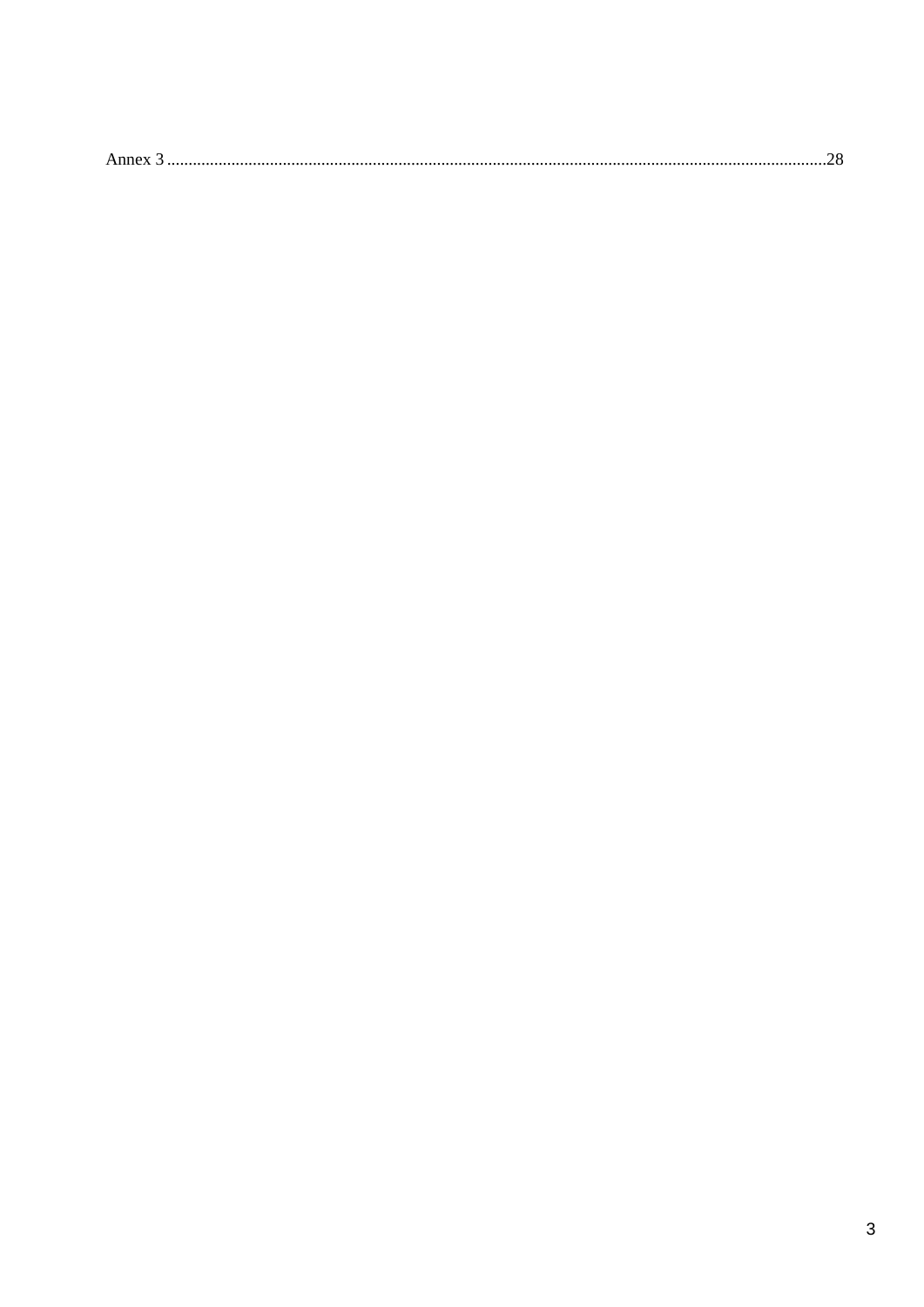Annex 3 ............................................................................................................................................................28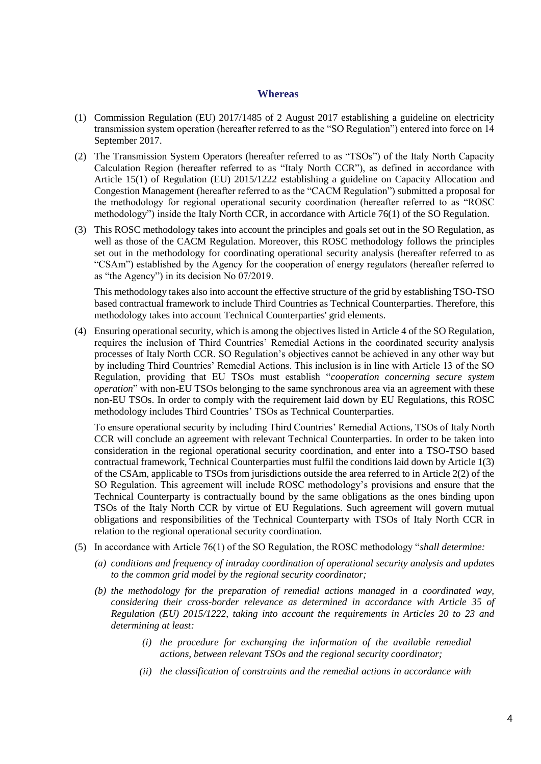## Whereas

(1) Commission Regulation (EU) 2017/1485 of 2 August 2017 establishing a guideline on electricity transmission system operation (hereafter referred to as the "SO Regulation") entered into force on 14 September 2017.

(2) The Transmission System Operators (hereafter referred to as "TSOs") of the Italy North Capacity Calculation Region (hereafter referred to as "Italy North CCR"), as defined in accordance with Article 15(1) of Regulation (EU) 2015/1222 establishing a guideline on Capacity Allocation and Congestion Management (hereafter referred to as the "CACM Regulation") submitted a proposal for the methodology for regional operational security coordination (hereafter referred to as "ROSC methodology") inside the Italy North CCR, in accordance with Article 76(1) of the SO Regulation.

(3) This ROSC methodology takes into account the principles and goals set out in the SO Regulation, as well as those of the CACM Regulation. Moreover, this ROSC methodology follows the principles set out in the methodology for coordinating operational security analysis (hereafter referred to as "CSAm") established by the Agency for the cooperation of energy regulators (hereafter referred to as "the Agency") in its decision No 07/2019.

   This methodology takes also into account the effective structure of the grid by establishing TSO-TSO based contractual framework to include Third Countries as Technical Counterparties. Therefore, this methodology takes into account Technical Counterparties' grid elements.

(4) Ensuring operational security, which is among the objectives listed in Article 4 of the SO Regulation, requires the inclusion of Third Countries' Remedial Actions in the coordinated security analysis processes of Italy North CCR. SO Regulation's objectives cannot be achieved in any other way but by including Third Countries' Remedial Actions. This inclusion is in line with Article 13 of the SO Regulation, providing that EU TSOs must establish "*cooperation concerning secure system operation*" with non-EU TSOs belonging to the same synchronous area via an agreement with these non-EU TSOs. In order to comply with the requirement laid down by EU Regulations, this ROSC methodology includes Third Countries' TSOs as Technical Counterparties.

   To ensure operational security by including Third Countries' Remedial Actions, TSOs of Italy North CCR will conclude an agreement with relevant Technical Counterparties. In order to be taken into consideration in the regional operational security coordination, and enter into a TSO-TSO based contractual framework, Technical Counterparties must fulfil the conditions laid down by Article 1(3) of the CSAm, applicable to TSOs from jurisdictions outside the area referred to in Article 2(2) of the SO Regulation. This agreement will include ROSC methodology's provisions and ensure that the Technical Counterparty is contractually bound by the same obligations as the ones binding upon TSOs of the Italy North CCR by virtue of EU Regulations. Such agreement will govern mutual obligations and responsibilities of the Technical Counterparty with TSOs of Italy North CCR in relation to the regional operational security coordination.

(5) In accordance with Article 76(1) of the SO Regulation, the ROSC methodology "*shall determine:*

   *(a) conditions and frequency of intraday coordination of operational security analysis and updates to the common grid model by the regional security coordinator;*

   *(b) the methodology for the preparation of remedial actions managed in a coordinated way, considering their cross-border relevance as determined in accordance with Article 35 of Regulation (EU) 2015/1222, taking into account the requirements in Articles 20 to 23 and determining at least:*

      *(i) the procedure for exchanging the information of the available remedial actions, between relevant TSOs and the regional security coordinator;*

      *(ii) the classification of constraints and the remedial actions in accordance with*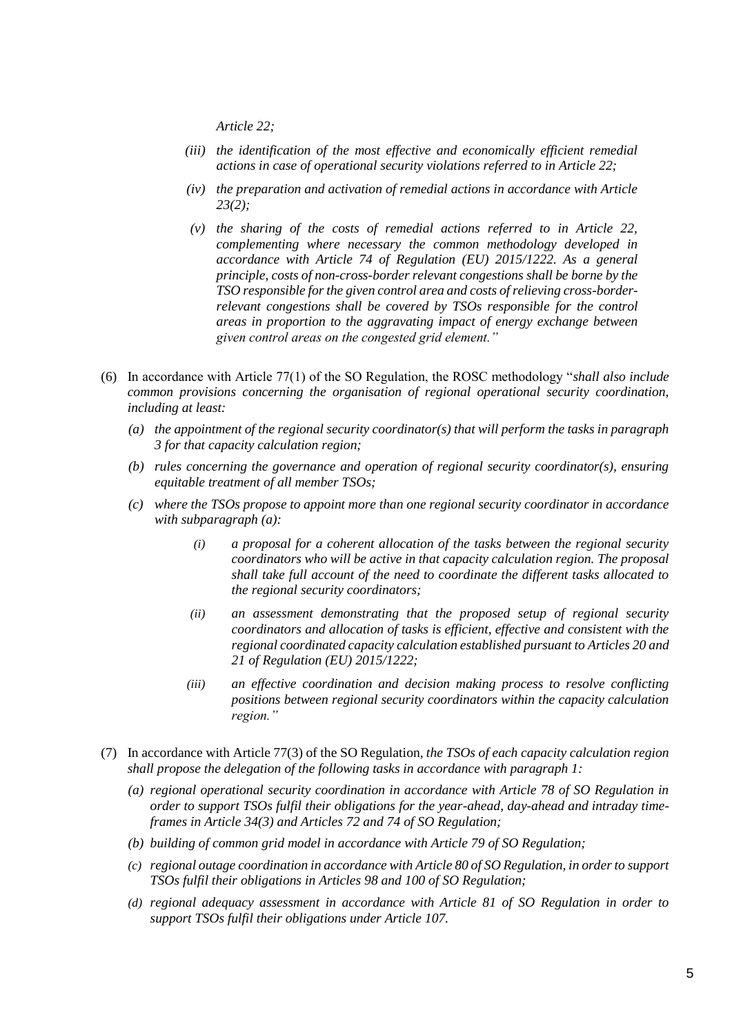*Article 22;*

- *(iii) the identification of the most effective and economically efficient remedial actions in case of operational security violations referred to in Article 22;*
- *(iv) the preparation and activation of remedial actions in accordance with Article 23(2);*
- *(v) the sharing of the costs of remedial actions referred to in Article 22, complementing where necessary the common methodology developed in accordance with Article 74 of Regulation (EU) 2015/1222. As a general principle, costs of non-cross-border relevant congestions shall be borne by the TSO responsible for the given control area and costs of relieving cross-border-relevant congestions shall be covered by TSOs responsible for the control areas in proportion to the aggravating impact of energy exchange between given control areas on the congested grid element."*

(6) In accordance with Article 77(1) of the SO Regulation, the ROSC methodology "*shall also include common provisions concerning the organisation of regional operational security coordination, including at least:*

- *(a) the appointment of the regional security coordinator(s) that will perform the tasks in paragraph 3 for that capacity calculation region;*
- *(b) rules concerning the governance and operation of regional security coordinator(s), ensuring equitable treatment of all member TSOs;*
- *(c) where the TSOs propose to appoint more than one regional security coordinator in accordance with subparagraph (a):*
  - *(i) a proposal for a coherent allocation of the tasks between the regional security coordinators who will be active in that capacity calculation region. The proposal shall take full account of the need to coordinate the different tasks allocated to the regional security coordinators;*
  - *(ii) an assessment demonstrating that the proposed setup of regional security coordinators and allocation of tasks is efficient, effective and consistent with the regional coordinated capacity calculation established pursuant to Articles 20 and 21 of Regulation (EU) 2015/1222;*
  - *(iii) an effective coordination and decision making process to resolve conflicting positions between regional security coordinators within the capacity calculation region."*

(7) In accordance with Article 77(3) of the SO Regulation, *the TSOs of each capacity calculation region shall propose the delegation of the following tasks in accordance with paragraph 1:*

- *(a) regional operational security coordination in accordance with Article 78 of SO Regulation in order to support TSOs fulfil their obligations for the year-ahead, day-ahead and intraday time-frames in Article 34(3) and Articles 72 and 74 of SO Regulation;*
- *(b) building of common grid model in accordance with Article 79 of SO Regulation;*
- *(c) regional outage coordination in accordance with Article 80 of SO Regulation, in order to support TSOs fulfil their obligations in Articles 98 and 100 of SO Regulation;*
- *(d) regional adequacy assessment in accordance with Article 81 of SO Regulation in order to support TSOs fulfil their obligations under Article 107.*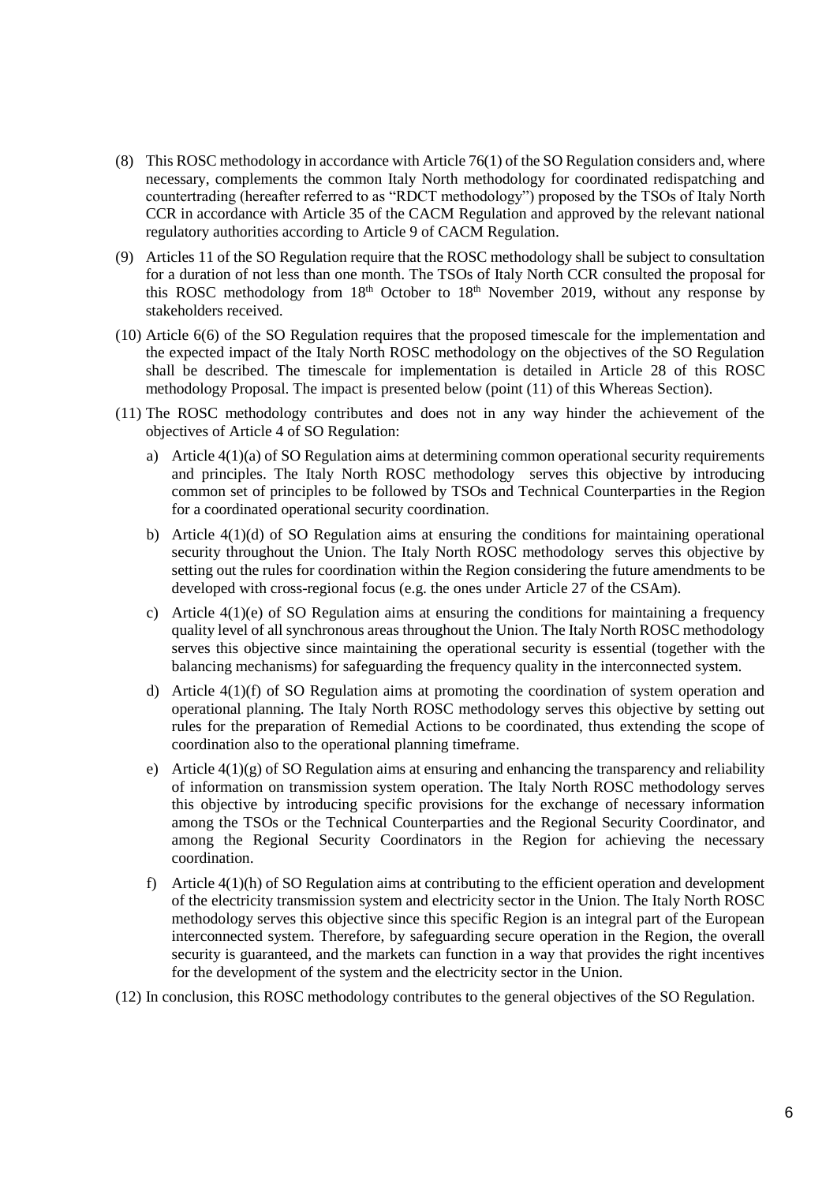(8) This ROSC methodology in accordance with Article 76(1) of the SO Regulation considers and, where necessary, complements the common Italy North methodology for coordinated redispatching and countertrading (hereafter referred to as "RDCT methodology") proposed by the TSOs of Italy North CCR in accordance with Article 35 of the CACM Regulation and approved by the relevant national regulatory authorities according to Article 9 of CACM Regulation.

(9) Articles 11 of the SO Regulation require that the ROSC methodology shall be subject to consultation for a duration of not less than one month. The TSOs of Italy North CCR consulted the proposal for this ROSC methodology from 18th October to 18th November 2019, without any response by stakeholders received.

(10) Article 6(6) of the SO Regulation requires that the proposed timescale for the implementation and the expected impact of the Italy North ROSC methodology on the objectives of the SO Regulation shall be described. The timescale for implementation is detailed in Article 28 of this ROSC methodology Proposal. The impact is presented below (point (11) of this Whereas Section).

(11) The ROSC methodology contributes and does not in any way hinder the achievement of the objectives of Article 4 of SO Regulation:

a) Article 4(1)(a) of SO Regulation aims at determining common operational security requirements and principles. The Italy North ROSC methodology serves this objective by introducing common set of principles to be followed by TSOs and Technical Counterparties in the Region for a coordinated operational security coordination.

b) Article 4(1)(d) of SO Regulation aims at ensuring the conditions for maintaining operational security throughout the Union. The Italy North ROSC methodology serves this objective by setting out the rules for coordination within the Region considering the future amendments to be developed with cross-regional focus (e.g. the ones under Article 27 of the CSAm).

c) Article 4(1)(e) of SO Regulation aims at ensuring the conditions for maintaining a frequency quality level of all synchronous areas throughout the Union. The Italy North ROSC methodology serves this objective since maintaining the operational security is essential (together with the balancing mechanisms) for safeguarding the frequency quality in the interconnected system.

d) Article 4(1)(f) of SO Regulation aims at promoting the coordination of system operation and operational planning. The Italy North ROSC methodology serves this objective by setting out rules for the preparation of Remedial Actions to be coordinated, thus extending the scope of coordination also to the operational planning timeframe.

e) Article 4(1)(g) of SO Regulation aims at ensuring and enhancing the transparency and reliability of information on transmission system operation. The Italy North ROSC methodology serves this objective by introducing specific provisions for the exchange of necessary information among the TSOs or the Technical Counterparties and the Regional Security Coordinator, and among the Regional Security Coordinators in the Region for achieving the necessary coordination.

f) Article 4(1)(h) of SO Regulation aims at contributing to the efficient operation and development of the electricity transmission system and electricity sector in the Union. The Italy North ROSC methodology serves this objective since this specific Region is an integral part of the European interconnected system. Therefore, by safeguarding secure operation in the Region, the overall security is guaranteed, and the markets can function in a way that provides the right incentives for the development of the system and the electricity sector in the Union.

(12) In conclusion, this ROSC methodology contributes to the general objectives of the SO Regulation.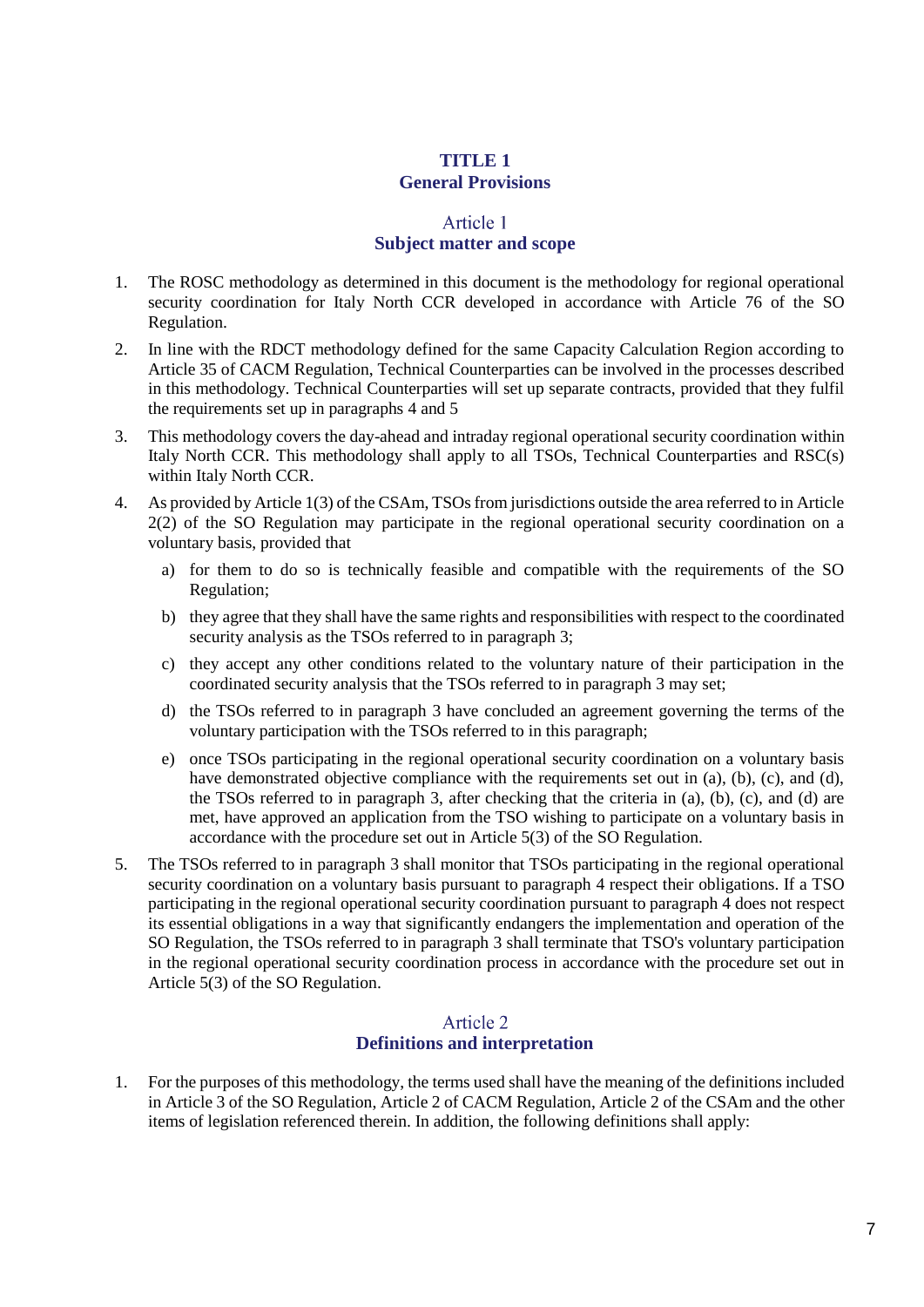# TITLE 1
# General Provisions

## Article 1
## Subject matter and scope

1. The ROSC methodology as determined in this document is the methodology for regional operational security coordination for Italy North CCR developed in accordance with Article 76 of the SO Regulation.

2. In line with the RDCT methodology defined for the same Capacity Calculation Region according to Article 35 of CACM Regulation, Technical Counterparties can be involved in the processes described in this methodology. Technical Counterparties will set up separate contracts, provided that they fulfil the requirements set up in paragraphs 4 and 5

3. This methodology covers the day-ahead and intraday regional operational security coordination within Italy North CCR. This methodology shall apply to all TSOs, Technical Counterparties and RSC(s) within Italy North CCR.

4. As provided by Article 1(3) of the CSAm, TSOs from jurisdictions outside the area referred to in Article 2(2) of the SO Regulation may participate in the regional operational security coordination on a voluntary basis, provided that

   a) for them to do so is technically feasible and compatible with the requirements of the SO Regulation;

   b) they agree that they shall have the same rights and responsibilities with respect to the coordinated security analysis as the TSOs referred to in paragraph 3;

   c) they accept any other conditions related to the voluntary nature of their participation in the coordinated security analysis that the TSOs referred to in paragraph 3 may set;

   d) the TSOs referred to in paragraph 3 have concluded an agreement governing the terms of the voluntary participation with the TSOs referred to in this paragraph;

   e) once TSOs participating in the regional operational security coordination on a voluntary basis have demonstrated objective compliance with the requirements set out in (a), (b), (c), and (d), the TSOs referred to in paragraph 3, after checking that the criteria in (a), (b), (c), and (d) are met, have approved an application from the TSO wishing to participate on a voluntary basis in accordance with the procedure set out in Article 5(3) of the SO Regulation.

5. The TSOs referred to in paragraph 3 shall monitor that TSOs participating in the regional operational security coordination on a voluntary basis pursuant to paragraph 4 respect their obligations. If a TSO participating in the regional operational security coordination pursuant to paragraph 4 does not respect its essential obligations in a way that significantly endangers the implementation and operation of the SO Regulation, the TSOs referred to in paragraph 3 shall terminate that TSO's voluntary participation in the regional operational security coordination process in accordance with the procedure set out in Article 5(3) of the SO Regulation.

## Article 2
## Definitions and interpretation

1. For the purposes of this methodology, the terms used shall have the meaning of the definitions included in Article 3 of the SO Regulation, Article 2 of CACM Regulation, Article 2 of the CSAm and the other items of legislation referenced therein. In addition, the following definitions shall apply: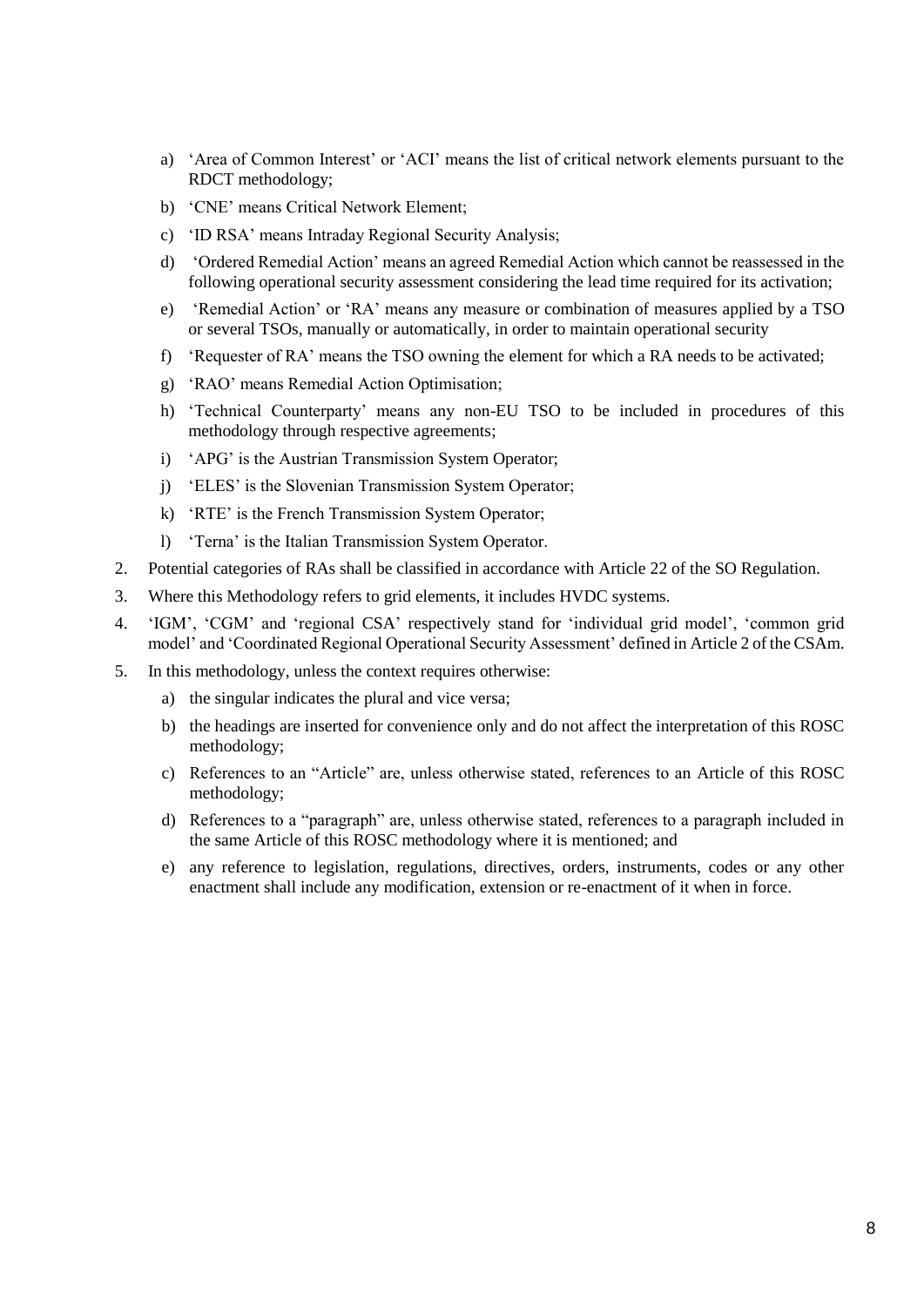a) 'Area of Common Interest' or 'ACI' means the list of critical network elements pursuant to the RDCT methodology;
b) 'CNE' means Critical Network Element;
c) 'ID RSA' means Intraday Regional Security Analysis;
d) 'Ordered Remedial Action' means an agreed Remedial Action which cannot be reassessed in the following operational security assessment considering the lead time required for its activation;
e) 'Remedial Action' or 'RA' means any measure or combination of measures applied by a TSO or several TSOs, manually or automatically, in order to maintain operational security
f) 'Requester of RA' means the TSO owning the element for which a RA needs to be activated;
g) 'RAO' means Remedial Action Optimisation;
h) 'Technical Counterparty' means any non-EU TSO to be included in procedures of this methodology through respective agreements;
i) 'APG' is the Austrian Transmission System Operator;
j) 'ELES' is the Slovenian Transmission System Operator;
k) 'RTE' is the French Transmission System Operator;
l) 'Terna' is the Italian Transmission System Operator.

2. Potential categories of RAs shall be classified in accordance with Article 22 of the SO Regulation.
3. Where this Methodology refers to grid elements, it includes HVDC systems.
4. 'IGM', 'CGM' and 'regional CSA' respectively stand for 'individual grid model', 'common grid model' and 'Coordinated Regional Operational Security Assessment' defined in Article 2 of the CSAm.
5. In this methodology, unless the context requires otherwise:
   a) the singular indicates the plural and vice versa;
   b) the headings are inserted for convenience only and do not affect the interpretation of this ROSC methodology;
   c) References to an "Article" are, unless otherwise stated, references to an Article of this ROSC methodology;
   d) References to a "paragraph" are, unless otherwise stated, references to a paragraph included in the same Article of this ROSC methodology where it is mentioned; and
   e) any reference to legislation, regulations, directives, orders, instruments, codes or any other enactment shall include any modification, extension or re-enactment of it when in force.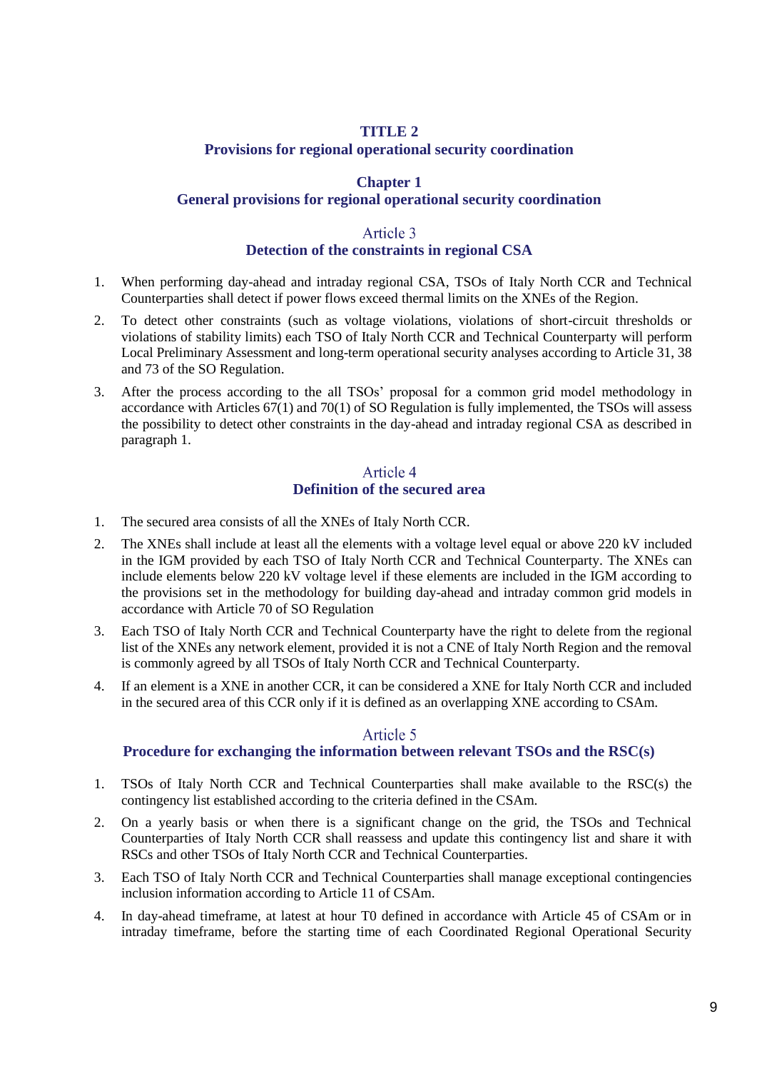# TITLE 2
# Provisions for regional operational security coordination

## Chapter 1
## General provisions for regional operational security coordination

### Article 3
### Detection of the constraints in regional CSA

1. When performing day-ahead and intraday regional CSA, TSOs of Italy North CCR and Technical Counterparties shall detect if power flows exceed thermal limits on the XNEs of the Region.
2. To detect other constraints (such as voltage violations, violations of short-circuit thresholds or violations of stability limits) each TSO of Italy North CCR and Technical Counterparty will perform Local Preliminary Assessment and long-term operational security analyses according to Article 31, 38 and 73 of the SO Regulation.
3. After the process according to the all TSOs' proposal for a common grid model methodology in accordance with Articles 67(1) and 70(1) of SO Regulation is fully implemented, the TSOs will assess the possibility to detect other constraints in the day-ahead and intraday regional CSA as described in paragraph 1.

### Article 4
### Definition of the secured area

1. The secured area consists of all the XNEs of Italy North CCR.
2. The XNEs shall include at least all the elements with a voltage level equal or above 220 kV included in the IGM provided by each TSO of Italy North CCR and Technical Counterparty. The XNEs can include elements below 220 kV voltage level if these elements are included in the IGM according to the provisions set in the methodology for building day-ahead and intraday common grid models in accordance with Article 70 of SO Regulation
3. Each TSO of Italy North CCR and Technical Counterparty have the right to delete from the regional list of the XNEs any network element, provided it is not a CNE of Italy North Region and the removal is commonly agreed by all TSOs of Italy North CCR and Technical Counterparty.
4. If an element is a XNE in another CCR, it can be considered a XNE for Italy North CCR and included in the secured area of this CCR only if it is defined as an overlapping XNE according to CSAm.

### Article 5
### Procedure for exchanging the information between relevant TSOs and the RSC(s)

1. TSOs of Italy North CCR and Technical Counterparties shall make available to the RSC(s) the contingency list established according to the criteria defined in the CSAm.
2. On a yearly basis or when there is a significant change on the grid, the TSOs and Technical Counterparties of Italy North CCR shall reassess and update this contingency list and share it with RSCs and other TSOs of Italy North CCR and Technical Counterparties.
3. Each TSO of Italy North CCR and Technical Counterparties shall manage exceptional contingencies inclusion information according to Article 11 of CSAm.
4. In day-ahead timeframe, at latest at hour T0 defined in accordance with Article 45 of CSAm or in intraday timeframe, before the starting time of each Coordinated Regional Operational Security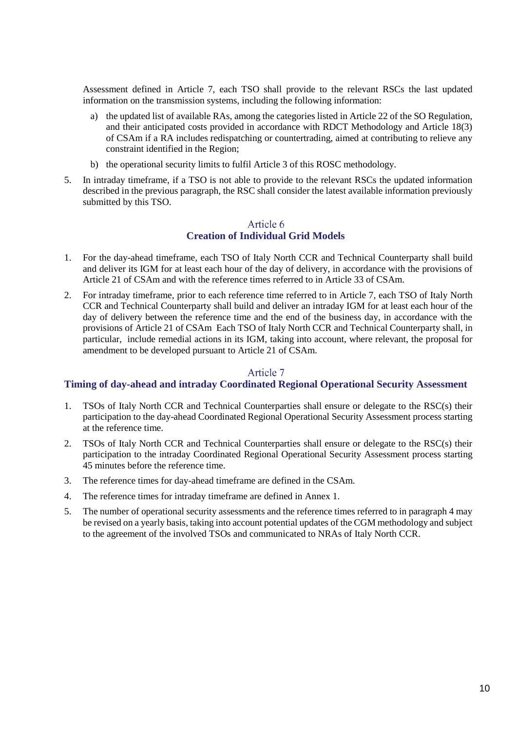Assessment defined in Article 7, each TSO shall provide to the relevant RSCs the last updated information on the transmission systems, including the following information:

a) the updated list of available RAs, among the categories listed in Article 22 of the SO Regulation, and their anticipated costs provided in accordance with RDCT Methodology and Article 18(3) of CSAm if a RA includes redispatching or countertrading, aimed at contributing to relieve any constraint identified in the Region;

b) the operational security limits to fulfil Article 3 of this ROSC methodology.

5. In intraday timeframe, if a TSO is not able to provide to the relevant RSCs the updated information described in the previous paragraph, the RSC shall consider the latest available information previously submitted by this TSO.

## Article 6
## Creation of Individual Grid Models

1. For the day-ahead timeframe, each TSO of Italy North CCR and Technical Counterparty shall build and deliver its IGM for at least each hour of the day of delivery, in accordance with the provisions of Article 21 of CSAm and with the reference times referred to in Article 33 of CSAm.

2. For intraday timeframe, prior to each reference time referred to in Article 7, each TSO of Italy North CCR and Technical Counterparty shall build and deliver an intraday IGM for at least each hour of the day of delivery between the reference time and the end of the business day, in accordance with the provisions of Article 21 of CSAm Each TSO of Italy North CCR and Technical Counterparty shall, in particular, include remedial actions in its IGM, taking into account, where relevant, the proposal for amendment to be developed pursuant to Article 21 of CSAm.

## Article 7
## Timing of day-ahead and intraday Coordinated Regional Operational Security Assessment

1. TSOs of Italy North CCR and Technical Counterparties shall ensure or delegate to the RSC(s) their participation to the day-ahead Coordinated Regional Operational Security Assessment process starting at the reference time.

2. TSOs of Italy North CCR and Technical Counterparties shall ensure or delegate to the RSC(s) their participation to the intraday Coordinated Regional Operational Security Assessment process starting 45 minutes before the reference time.

3. The reference times for day-ahead timeframe are defined in the CSAm.

4. The reference times for intraday timeframe are defined in Annex 1.

5. The number of operational security assessments and the reference times referred to in paragraph 4 may be revised on a yearly basis, taking into account potential updates of the CGM methodology and subject to the agreement of the involved TSOs and communicated to NRAs of Italy North CCR.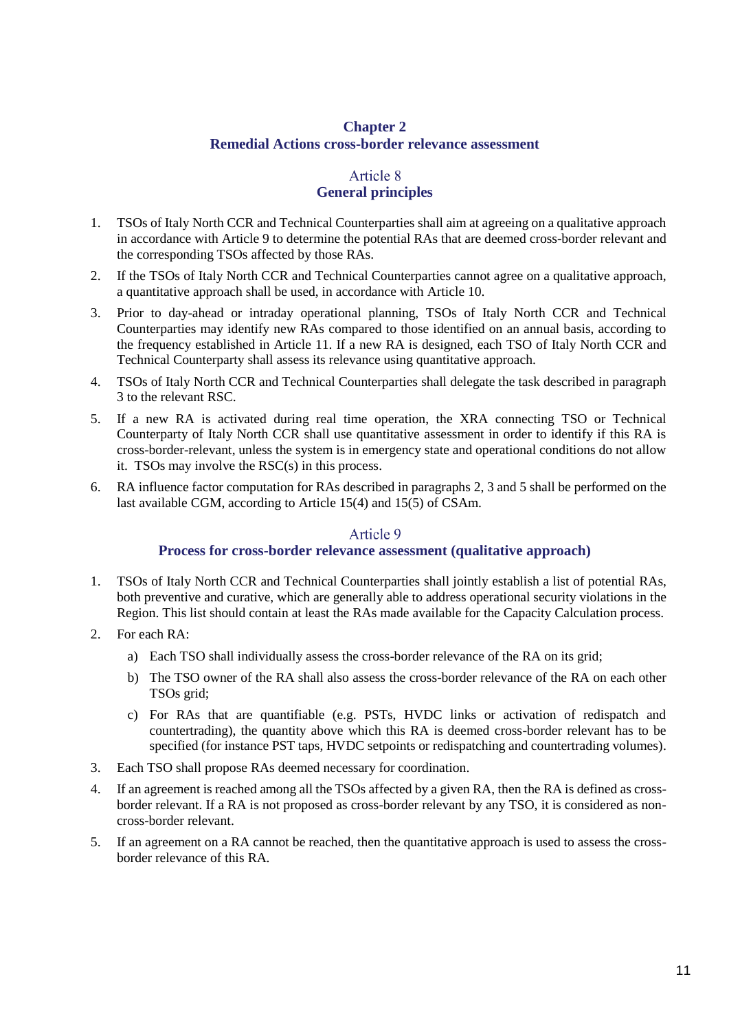## Chapter 2
## Remedial Actions cross-border relevance assessment

### Article 8
### General principles

1. TSOs of Italy North CCR and Technical Counterparties shall aim at agreeing on a qualitative approach in accordance with Article 9 to determine the potential RAs that are deemed cross-border relevant and the corresponding TSOs affected by those RAs.
2. If the TSOs of Italy North CCR and Technical Counterparties cannot agree on a qualitative approach, a quantitative approach shall be used, in accordance with Article 10.
3. Prior to day-ahead or intraday operational planning, TSOs of Italy North CCR and Technical Counterparties may identify new RAs compared to those identified on an annual basis, according to the frequency established in Article 11. If a new RA is designed, each TSO of Italy North CCR and Technical Counterparty shall assess its relevance using quantitative approach.
4. TSOs of Italy North CCR and Technical Counterparties shall delegate the task described in paragraph 3 to the relevant RSC.
5. If a new RA is activated during real time operation, the XRA connecting TSO or Technical Counterparty of Italy North CCR shall use quantitative assessment in order to identify if this RA is cross-border-relevant, unless the system is in emergency state and operational conditions do not allow it. TSOs may involve the RSC(s) in this process.
6. RA influence factor computation for RAs described in paragraphs 2, 3 and 5 shall be performed on the last available CGM, according to Article 15(4) and 15(5) of CSAm.

### Article 9
### Process for cross-border relevance assessment (qualitative approach)

1. TSOs of Italy North CCR and Technical Counterparties shall jointly establish a list of potential RAs, both preventive and curative, which are generally able to address operational security violations in the Region. This list should contain at least the RAs made available for the Capacity Calculation process.
2. For each RA:
   a) Each TSO shall individually assess the cross-border relevance of the RA on its grid;
   b) The TSO owner of the RA shall also assess the cross-border relevance of the RA on each other TSOs grid;
   c) For RAs that are quantifiable (e.g. PSTs, HVDC links or activation of redispatch and countertrading), the quantity above which this RA is deemed cross-border relevant has to be specified (for instance PST taps, HVDC setpoints or redispatching and countertrading volumes).
3. Each TSO shall propose RAs deemed necessary for coordination.
4. If an agreement is reached among all the TSOs affected by a given RA, then the RA is defined as cross-border relevant. If a RA is not proposed as cross-border relevant by any TSO, it is considered as non-cross-border relevant.
5. If an agreement on a RA cannot be reached, then the quantitative approach is used to assess the cross-border relevance of this RA.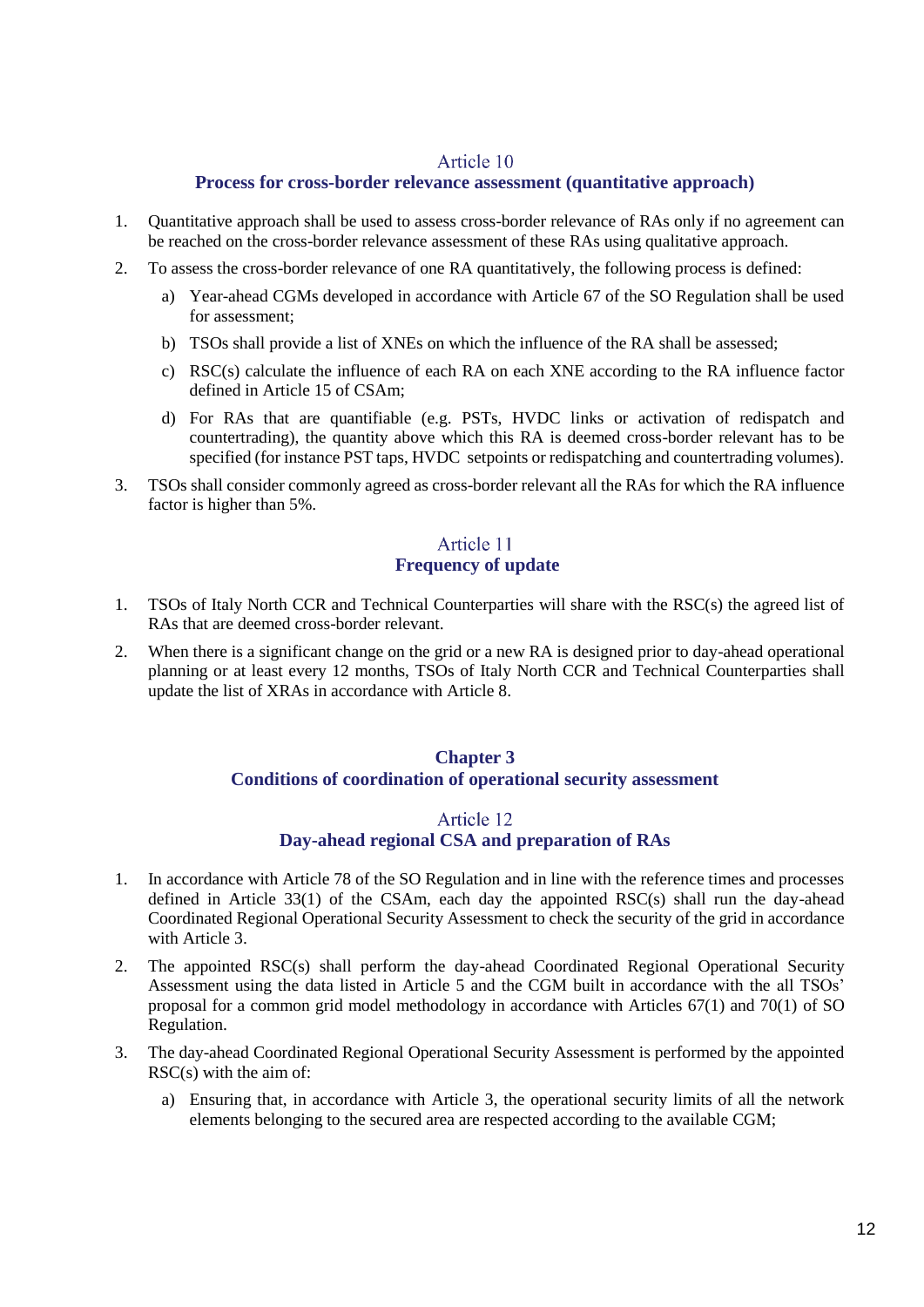## Article 10
### Process for cross-border relevance assessment (quantitative approach)

1. Quantitative approach shall be used to assess cross-border relevance of RAs only if no agreement can be reached on the cross-border relevance assessment of these RAs using qualitative approach.
2. To assess the cross-border relevance of one RA quantitatively, the following process is defined:
   a) Year-ahead CGMs developed in accordance with Article 67 of the SO Regulation shall be used for assessment;
   b) TSOs shall provide a list of XNEs on which the influence of the RA shall be assessed;
   c) RSC(s) calculate the influence of each RA on each XNE according to the RA influence factor defined in Article 15 of CSAm;
   d) For RAs that are quantifiable (e.g. PSTs, HVDC links or activation of redispatch and countertrading), the quantity above which this RA is deemed cross-border relevant has to be specified (for instance PST taps, HVDC setpoints or redispatching and countertrading volumes).
3. TSOs shall consider commonly agreed as cross-border relevant all the RAs for which the RA influence factor is higher than 5%.

## Article 11
### Frequency of update

1. TSOs of Italy North CCR and Technical Counterparties will share with the RSC(s) the agreed list of RAs that are deemed cross-border relevant.
2. When there is a significant change on the grid or a new RA is designed prior to day-ahead operational planning or at least every 12 months, TSOs of Italy North CCR and Technical Counterparties shall update the list of XRAs in accordance with Article 8.

# Chapter 3
# Conditions of coordination of operational security assessment

## Article 12
### Day-ahead regional CSA and preparation of RAs

1. In accordance with Article 78 of the SO Regulation and in line with the reference times and processes defined in Article 33(1) of the CSAm, each day the appointed RSC(s) shall run the day-ahead Coordinated Regional Operational Security Assessment to check the security of the grid in accordance with Article 3.
2. The appointed RSC(s) shall perform the day-ahead Coordinated Regional Operational Security Assessment using the data listed in Article 5 and the CGM built in accordance with the all TSOs' proposal for a common grid model methodology in accordance with Articles 67(1) and 70(1) of SO Regulation.
3. The day-ahead Coordinated Regional Operational Security Assessment is performed by the appointed RSC(s) with the aim of:
   a) Ensuring that, in accordance with Article 3, the operational security limits of all the network elements belonging to the secured area are respected according to the available CGM;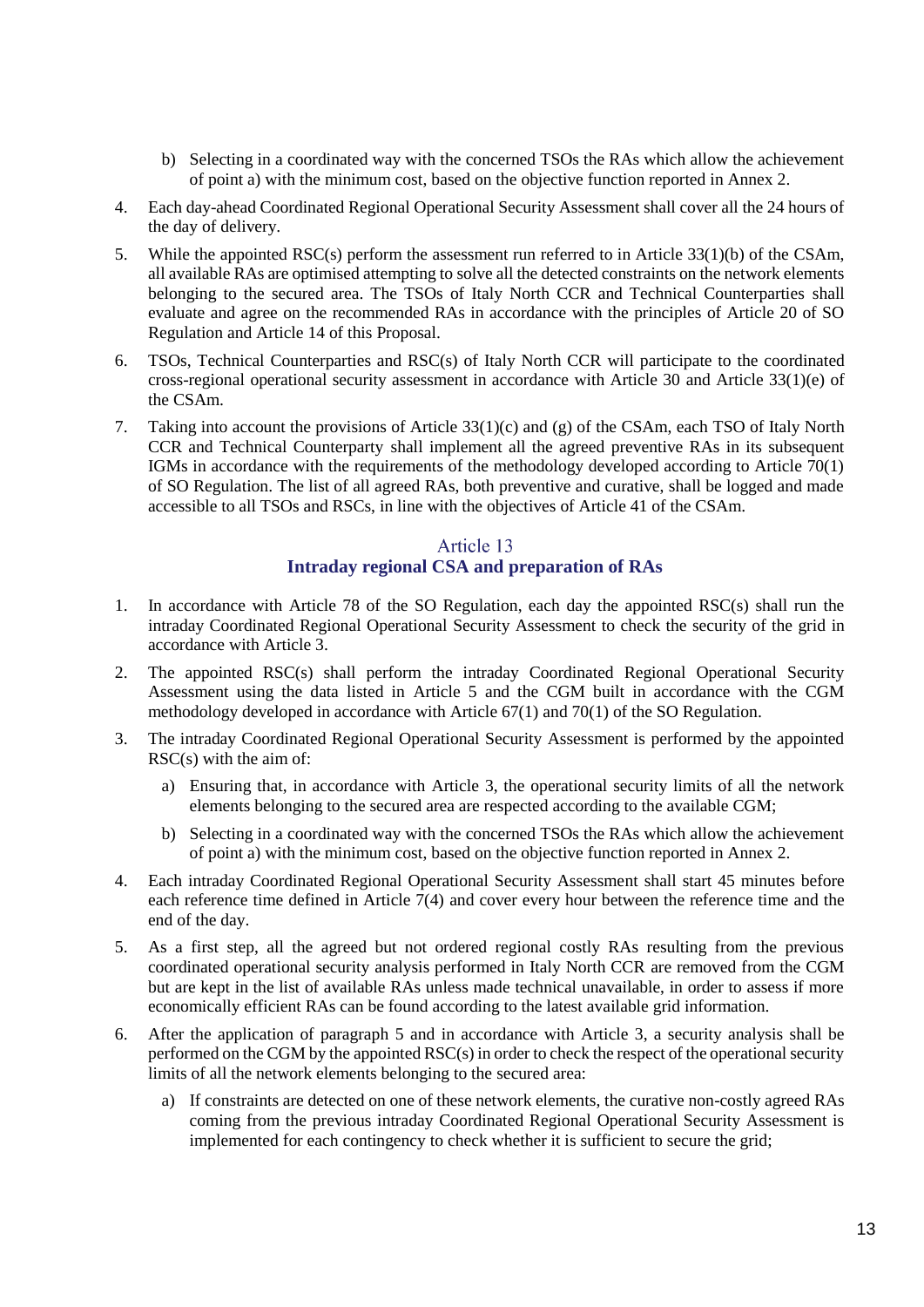b) Selecting in a coordinated way with the concerned TSOs the RAs which allow the achievement of point a) with the minimum cost, based on the objective function reported in Annex 2.

4. Each day-ahead Coordinated Regional Operational Security Assessment shall cover all the 24 hours of the day of delivery.

5. While the appointed RSC(s) perform the assessment run referred to in Article 33(1)(b) of the CSAm, all available RAs are optimised attempting to solve all the detected constraints on the network elements belonging to the secured area. The TSOs of Italy North CCR and Technical Counterparties shall evaluate and agree on the recommended RAs in accordance with the principles of Article 20 of SO Regulation and Article 14 of this Proposal.

6. TSOs, Technical Counterparties and RSC(s) of Italy North CCR will participate to the coordinated cross-regional operational security assessment in accordance with Article 30 and Article 33(1)(e) of the CSAm.

7. Taking into account the provisions of Article 33(1)(c) and (g) of the CSAm, each TSO of Italy North CCR and Technical Counterparty shall implement all the agreed preventive RAs in its subsequent IGMs in accordance with the requirements of the methodology developed according to Article 70(1) of SO Regulation. The list of all agreed RAs, both preventive and curative, shall be logged and made accessible to all TSOs and RSCs, in line with the objectives of Article 41 of the CSAm.

## Article 13
## Intraday regional CSA and preparation of RAs

1. In accordance with Article 78 of the SO Regulation, each day the appointed RSC(s) shall run the intraday Coordinated Regional Operational Security Assessment to check the security of the grid in accordance with Article 3.

2. The appointed RSC(s) shall perform the intraday Coordinated Regional Operational Security Assessment using the data listed in Article 5 and the CGM built in accordance with the CGM methodology developed in accordance with Article 67(1) and 70(1) of the SO Regulation.

3. The intraday Coordinated Regional Operational Security Assessment is performed by the appointed RSC(s) with the aim of:

   a) Ensuring that, in accordance with Article 3, the operational security limits of all the network elements belonging to the secured area are respected according to the available CGM;

   b) Selecting in a coordinated way with the concerned TSOs the RAs which allow the achievement of point a) with the minimum cost, based on the objective function reported in Annex 2.

4. Each intraday Coordinated Regional Operational Security Assessment shall start 45 minutes before each reference time defined in Article 7(4) and cover every hour between the reference time and the end of the day.

5. As a first step, all the agreed but not ordered regional costly RAs resulting from the previous coordinated operational security analysis performed in Italy North CCR are removed from the CGM but are kept in the list of available RAs unless made technical unavailable, in order to assess if more economically efficient RAs can be found according to the latest available grid information.

6. After the application of paragraph 5 and in accordance with Article 3, a security analysis shall be performed on the CGM by the appointed RSC(s) in order to check the respect of the operational security limits of all the network elements belonging to the secured area:

   a) If constraints are detected on one of these network elements, the curative non-costly agreed RAs coming from the previous intraday Coordinated Regional Operational Security Assessment is implemented for each contingency to check whether it is sufficient to secure the grid;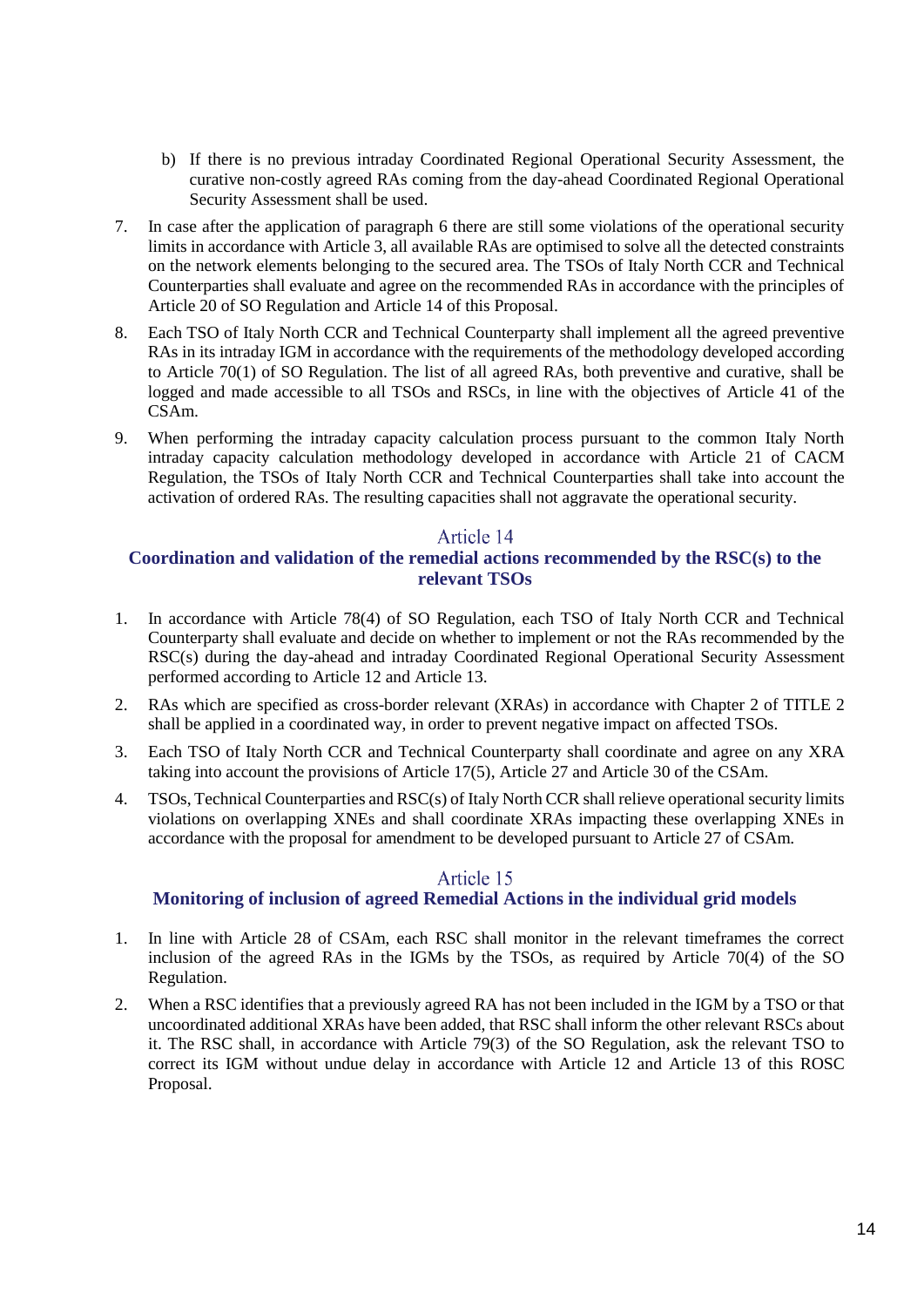b) If there is no previous intraday Coordinated Regional Operational Security Assessment, the curative non-costly agreed RAs coming from the day-ahead Coordinated Regional Operational Security Assessment shall be used.

7. In case after the application of paragraph 6 there are still some violations of the operational security limits in accordance with Article 3, all available RAs are optimised to solve all the detected constraints on the network elements belonging to the secured area. The TSOs of Italy North CCR and Technical Counterparties shall evaluate and agree on the recommended RAs in accordance with the principles of Article 20 of SO Regulation and Article 14 of this Proposal.
8. Each TSO of Italy North CCR and Technical Counterparty shall implement all the agreed preventive RAs in its intraday IGM in accordance with the requirements of the methodology developed according to Article 70(1) of SO Regulation. The list of all agreed RAs, both preventive and curative, shall be logged and made accessible to all TSOs and RSCs, in line with the objectives of Article 41 of the CSAm.
9. When performing the intraday capacity calculation process pursuant to the common Italy North intraday capacity calculation methodology developed in accordance with Article 21 of CACM Regulation, the TSOs of Italy North CCR and Technical Counterparties shall take into account the activation of ordered RAs. The resulting capacities shall not aggravate the operational security.

## Article 14

### Coordination and validation of the remedial actions recommended by the RSC(s) to the relevant TSOs

1. In accordance with Article 78(4) of SO Regulation, each TSO of Italy North CCR and Technical Counterparty shall evaluate and decide on whether to implement or not the RAs recommended by the RSC(s) during the day-ahead and intraday Coordinated Regional Operational Security Assessment performed according to Article 12 and Article 13.
2. RAs which are specified as cross-border relevant (XRAs) in accordance with Chapter 2 of TITLE 2 shall be applied in a coordinated way, in order to prevent negative impact on affected TSOs.
3. Each TSO of Italy North CCR and Technical Counterparty shall coordinate and agree on any XRA taking into account the provisions of Article 17(5), Article 27 and Article 30 of the CSAm.
4. TSOs, Technical Counterparties and RSC(s) of Italy North CCR shall relieve operational security limits violations on overlapping XNEs and shall coordinate XRAs impacting these overlapping XNEs in accordance with the proposal for amendment to be developed pursuant to Article 27 of CSAm.

## Article 15

### Monitoring of inclusion of agreed Remedial Actions in the individual grid models

1. In line with Article 28 of CSAm, each RSC shall monitor in the relevant timeframes the correct inclusion of the agreed RAs in the IGMs by the TSOs, as required by Article 70(4) of the SO Regulation.
2. When a RSC identifies that a previously agreed RA has not been included in the IGM by a TSO or that uncoordinated additional XRAs have been added, that RSC shall inform the other relevant RSCs about it. The RSC shall, in accordance with Article 79(3) of the SO Regulation, ask the relevant TSO to correct its IGM without undue delay in accordance with Article 12 and Article 13 of this ROSC Proposal.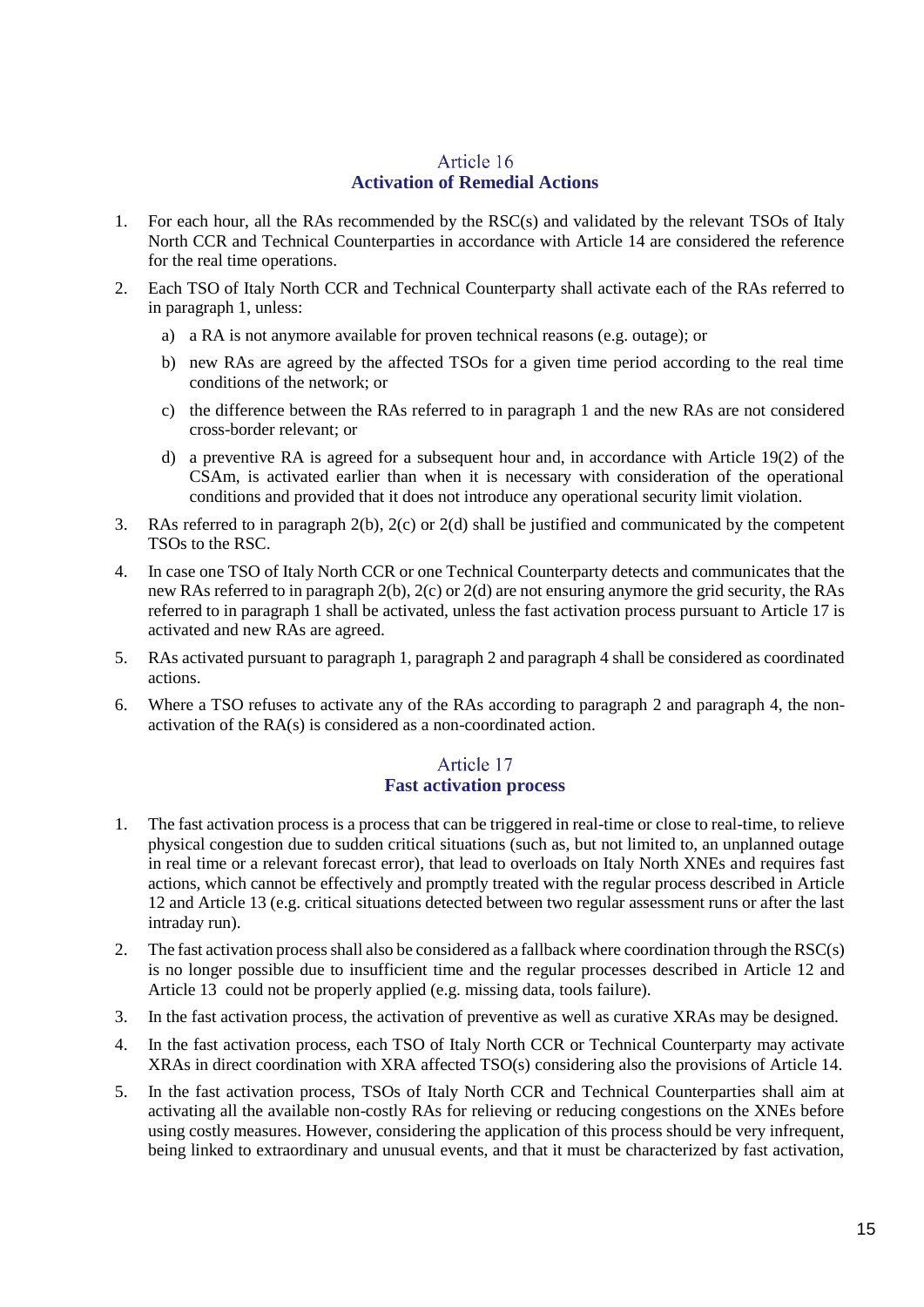## Article 16
## Activation of Remedial Actions

1. For each hour, all the RAs recommended by the RSC(s) and validated by the relevant TSOs of Italy North CCR and Technical Counterparties in accordance with Article 14 are considered the reference for the real time operations.
2. Each TSO of Italy North CCR and Technical Counterparty shall activate each of the RAs referred to in paragraph 1, unless:
   a) a RA is not anymore available for proven technical reasons (e.g. outage); or
   b) new RAs are agreed by the affected TSOs for a given time period according to the real time conditions of the network; or
   c) the difference between the RAs referred to in paragraph 1 and the new RAs are not considered cross-border relevant; or
   d) a preventive RA is agreed for a subsequent hour and, in accordance with Article 19(2) of the CSAm, is activated earlier than when it is necessary with consideration of the operational conditions and provided that it does not introduce any operational security limit violation.
3. RAs referred to in paragraph 2(b), 2(c) or 2(d) shall be justified and communicated by the competent TSOs to the RSC.
4. In case one TSO of Italy North CCR or one Technical Counterparty detects and communicates that the new RAs referred to in paragraph 2(b), 2(c) or 2(d) are not ensuring anymore the grid security, the RAs referred to in paragraph 1 shall be activated, unless the fast activation process pursuant to Article 17 is activated and new RAs are agreed.
5. RAs activated pursuant to paragraph 1, paragraph 2 and paragraph 4 shall be considered as coordinated actions.
6. Where a TSO refuses to activate any of the RAs according to paragraph 2 and paragraph 4, the non-activation of the RA(s) is considered as a non-coordinated action.

## Article 17
## Fast activation process

1. The fast activation process is a process that can be triggered in real-time or close to real-time, to relieve physical congestion due to sudden critical situations (such as, but not limited to, an unplanned outage in real time or a relevant forecast error), that lead to overloads on Italy North XNEs and requires fast actions, which cannot be effectively and promptly treated with the regular process described in Article 12 and Article 13 (e.g. critical situations detected between two regular assessment runs or after the last intraday run).
2. The fast activation process shall also be considered as a fallback where coordination through the RSC(s) is no longer possible due to insufficient time and the regular processes described in Article 12 and Article 13 could not be properly applied (e.g. missing data, tools failure).
3. In the fast activation process, the activation of preventive as well as curative XRAs may be designed.
4. In the fast activation process, each TSO of Italy North CCR or Technical Counterparty may activate XRAs in direct coordination with XRA affected TSO(s) considering also the provisions of Article 14.
5. In the fast activation process, TSOs of Italy North CCR and Technical Counterparties shall aim at activating all the available non-costly RAs for relieving or reducing congestions on the XNEs before using costly measures. However, considering the application of this process should be very infrequent, being linked to extraordinary and unusual events, and that it must be characterized by fast activation,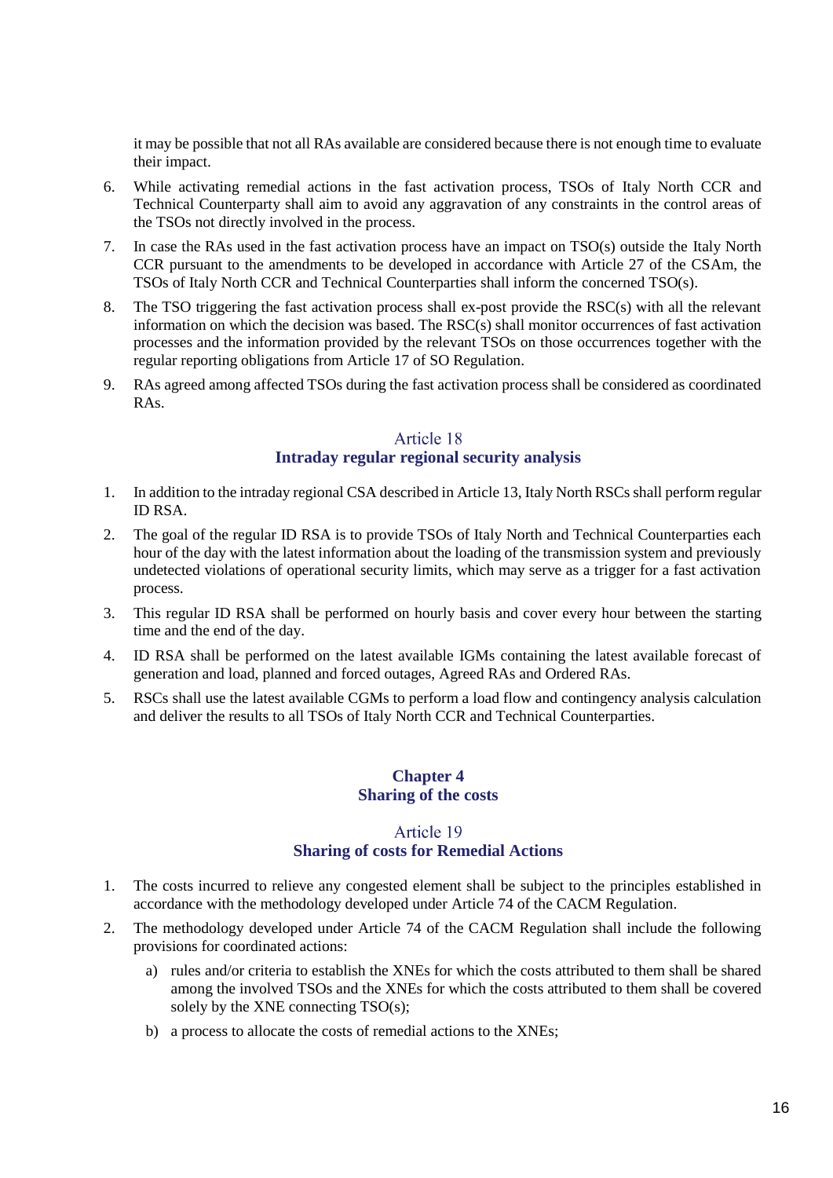it may be possible that not all RAs available are considered because there is not enough time to evaluate their impact.

6. While activating remedial actions in the fast activation process, TSOs of Italy North CCR and Technical Counterparty shall aim to avoid any aggravation of any constraints in the control areas of the TSOs not directly involved in the process.
7. In case the RAs used in the fast activation process have an impact on TSO(s) outside the Italy North CCR pursuant to the amendments to be developed in accordance with Article 27 of the CSAm, the TSOs of Italy North CCR and Technical Counterparties shall inform the concerned TSO(s).
8. The TSO triggering the fast activation process shall ex-post provide the RSC(s) with all the relevant information on which the decision was based. The RSC(s) shall monitor occurrences of fast activation processes and the information provided by the relevant TSOs on those occurrences together with the regular reporting obligations from Article 17 of SO Regulation.
9. RAs agreed among affected TSOs during the fast activation process shall be considered as coordinated RAs.

## Article 18
### Intraday regular regional security analysis

1. In addition to the intraday regional CSA described in Article 13, Italy North RSCs shall perform regular ID RSA.
2. The goal of the regular ID RSA is to provide TSOs of Italy North and Technical Counterparties each hour of the day with the latest information about the loading of the transmission system and previously undetected violations of operational security limits, which may serve as a trigger for a fast activation process.
3. This regular ID RSA shall be performed on hourly basis and cover every hour between the starting time and the end of the day.
4. ID RSA shall be performed on the latest available IGMs containing the latest available forecast of generation and load, planned and forced outages, Agreed RAs and Ordered RAs.
5. RSCs shall use the latest available CGMs to perform a load flow and contingency analysis calculation and deliver the results to all TSOs of Italy North CCR and Technical Counterparties.

# Chapter 4
# Sharing of the costs

## Article 19
### Sharing of costs for Remedial Actions

1. The costs incurred to relieve any congested element shall be subject to the principles established in accordance with the methodology developed under Article 74 of the CACM Regulation.
2. The methodology developed under Article 74 of the CACM Regulation shall include the following provisions for coordinated actions:
   a) rules and/or criteria to establish the XNEs for which the costs attributed to them shall be shared among the involved TSOs and the XNEs for which the costs attributed to them shall be covered solely by the XNE connecting TSO(s);
   b) a process to allocate the costs of remedial actions to the XNEs;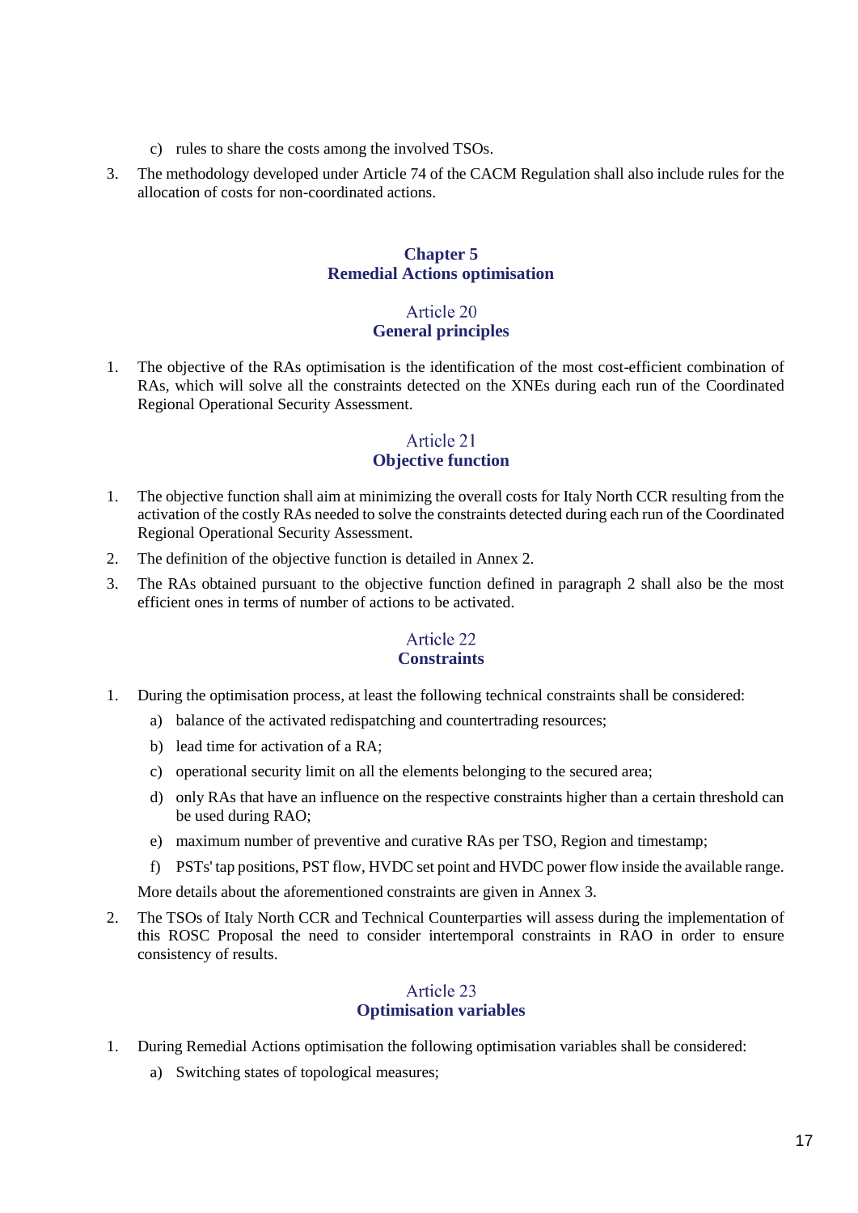c) rules to share the costs among the involved TSOs.

3. The methodology developed under Article 74 of the CACM Regulation shall also include rules for the allocation of costs for non-coordinated actions.

## Chapter 5
## Remedial Actions optimisation

### Article 20
### General principles

1. The objective of the RAs optimisation is the identification of the most cost-efficient combination of RAs, which will solve all the constraints detected on the XNEs during each run of the Coordinated Regional Operational Security Assessment.

### Article 21
### Objective function

1. The objective function shall aim at minimizing the overall costs for Italy North CCR resulting from the activation of the costly RAs needed to solve the constraints detected during each run of the Coordinated Regional Operational Security Assessment.
2. The definition of the objective function is detailed in Annex 2.
3. The RAs obtained pursuant to the objective function defined in paragraph 2 shall also be the most efficient ones in terms of number of actions to be activated.

### Article 22
### Constraints

1. During the optimisation process, at least the following technical constraints shall be considered:
   a) balance of the activated redispatching and countertrading resources;
   b) lead time for activation of a RA;
   c) operational security limit on all the elements belonging to the secured area;
   d) only RAs that have an influence on the respective constraints higher than a certain threshold can be used during RAO;
   e) maximum number of preventive and curative RAs per TSO, Region and timestamp;
   f) PSTs' tap positions, PST flow, HVDC set point and HVDC power flow inside the available range.

   More details about the aforementioned constraints are given in Annex 3.
2. The TSOs of Italy North CCR and Technical Counterparties will assess during the implementation of this ROSC Proposal the need to consider intertemporal constraints in RAO in order to ensure consistency of results.

### Article 23
### Optimisation variables

1. During Remedial Actions optimisation the following optimisation variables shall be considered:
   a) Switching states of topological measures;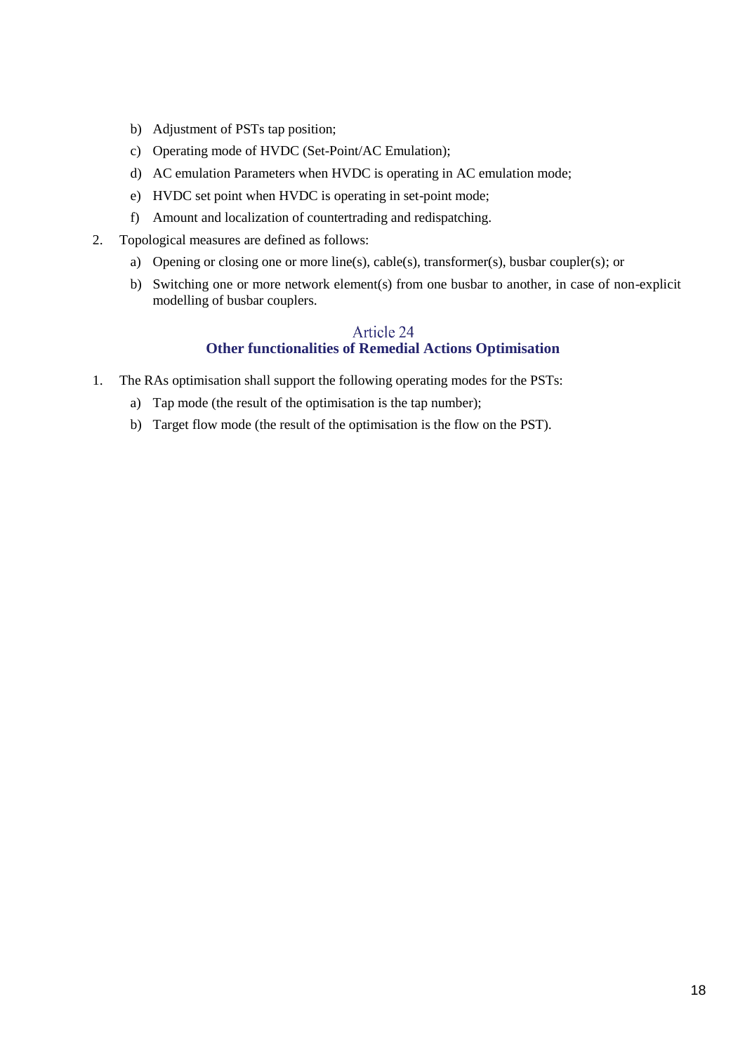b) Adjustment of PSTs tap position;
   c) Operating mode of HVDC (Set-Point/AC Emulation);
   d) AC emulation Parameters when HVDC is operating in AC emulation mode;
   e) HVDC set point when HVDC is operating in set-point mode;
   f) Amount and localization of countertrading and redispatching.

2. Topological measures are defined as follows:
   a) Opening or closing one or more line(s), cable(s), transformer(s), busbar coupler(s); or
   b) Switching one or more network element(s) from one busbar to another, in case of non-explicit modelling of busbar couplers.

## Article 24
## Other functionalities of Remedial Actions Optimisation

1. The RAs optimisation shall support the following operating modes for the PSTs:
   a) Tap mode (the result of the optimisation is the tap number);
   b) Target flow mode (the result of the optimisation is the flow on the PST).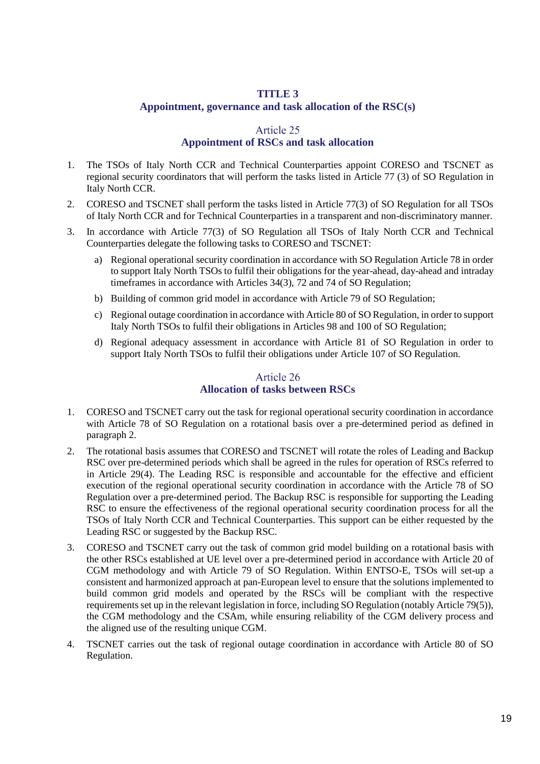# TITLE 3
# Appointment, governance and task allocation of the RSC(s)

## Article 25
## Appointment of RSCs and task allocation

1. The TSOs of Italy North CCR and Technical Counterparties appoint CORESO and TSCNET as regional security coordinators that will perform the tasks listed in Article 77 (3) of SO Regulation in Italy North CCR.
2. CORESO and TSCNET shall perform the tasks listed in Article 77(3) of SO Regulation for all TSOs of Italy North CCR and for Technical Counterparties in a transparent and non-discriminatory manner.
3. In accordance with Article 77(3) of SO Regulation all TSOs of Italy North CCR and Technical Counterparties delegate the following tasks to CORESO and TSCNET:
   a) Regional operational security coordination in accordance with SO Regulation Article 78 in order to support Italy North TSOs to fulfil their obligations for the year-ahead, day-ahead and intraday timeframes in accordance with Articles 34(3), 72 and 74 of SO Regulation;
   b) Building of common grid model in accordance with Article 79 of SO Regulation;
   c) Regional outage coordination in accordance with Article 80 of SO Regulation, in order to support Italy North TSOs to fulfil their obligations in Articles 98 and 100 of SO Regulation;
   d) Regional adequacy assessment in accordance with Article 81 of SO Regulation in order to support Italy North TSOs to fulfil their obligations under Article 107 of SO Regulation.

## Article 26
## Allocation of tasks between RSCs

1. CORESO and TSCNET carry out the task for regional operational security coordination in accordance with Article 78 of SO Regulation on a rotational basis over a pre-determined period as defined in paragraph 2.
2. The rotational basis assumes that CORESO and TSCNET will rotate the roles of Leading and Backup RSC over pre-determined periods which shall be agreed in the rules for operation of RSCs referred to in Article 29(4). The Leading RSC is responsible and accountable for the effective and efficient execution of the regional operational security coordination in accordance with the Article 78 of SO Regulation over a pre-determined period. The Backup RSC is responsible for supporting the Leading RSC to ensure the effectiveness of the regional operational security coordination process for all the TSOs of Italy North CCR and Technical Counterparties. This support can be either requested by the Leading RSC or suggested by the Backup RSC.
3. CORESO and TSCNET carry out the task of common grid model building on a rotational basis with the other RSCs established at UE level over a pre-determined period in accordance with Article 20 of CGM methodology and with Article 79 of SO Regulation. Within ENTSO-E, TSOs will set-up a consistent and harmonized approach at pan-European level to ensure that the solutions implemented to build common grid models and operated by the RSCs will be compliant with the respective requirements set up in the relevant legislation in force, including SO Regulation (notably Article 79(5)), the CGM methodology and the CSAm, while ensuring reliability of the CGM delivery process and the aligned use of the resulting unique CGM.
4. TSCNET carries out the task of regional outage coordination in accordance with Article 80 of SO Regulation.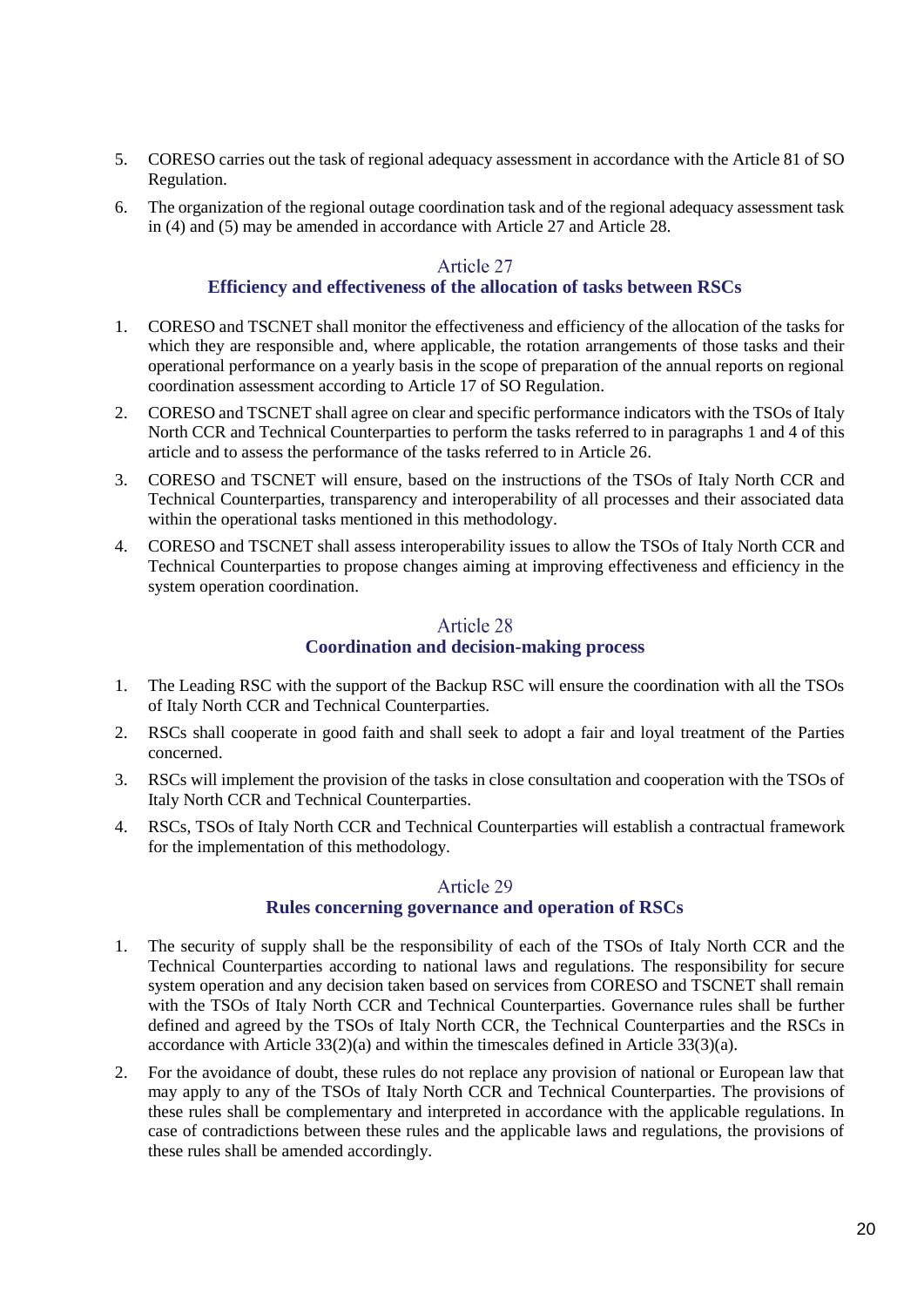5. CORESO carries out the task of regional adequacy assessment in accordance with the Article 81 of SO Regulation.
6. The organization of the regional outage coordination task and of the regional adequacy assessment task in (4) and (5) may be amended in accordance with Article 27 and Article 28.

## Article 27
## Efficiency and effectiveness of the allocation of tasks between RSCs

1. CORESO and TSCNET shall monitor the effectiveness and efficiency of the allocation of the tasks for which they are responsible and, where applicable, the rotation arrangements of those tasks and their operational performance on a yearly basis in the scope of preparation of the annual reports on regional coordination assessment according to Article 17 of SO Regulation.
2. CORESO and TSCNET shall agree on clear and specific performance indicators with the TSOs of Italy North CCR and Technical Counterparties to perform the tasks referred to in paragraphs 1 and 4 of this article and to assess the performance of the tasks referred to in Article 26.
3. CORESO and TSCNET will ensure, based on the instructions of the TSOs of Italy North CCR and Technical Counterparties, transparency and interoperability of all processes and their associated data within the operational tasks mentioned in this methodology.
4. CORESO and TSCNET shall assess interoperability issues to allow the TSOs of Italy North CCR and Technical Counterparties to propose changes aiming at improving effectiveness and efficiency in the system operation coordination.

## Article 28
## Coordination and decision-making process

1. The Leading RSC with the support of the Backup RSC will ensure the coordination with all the TSOs of Italy North CCR and Technical Counterparties.
2. RSCs shall cooperate in good faith and shall seek to adopt a fair and loyal treatment of the Parties concerned.
3. RSCs will implement the provision of the tasks in close consultation and cooperation with the TSOs of Italy North CCR and Technical Counterparties.
4. RSCs, TSOs of Italy North CCR and Technical Counterparties will establish a contractual framework for the implementation of this methodology.

## Article 29
## Rules concerning governance and operation of RSCs

1. The security of supply shall be the responsibility of each of the TSOs of Italy North CCR and the Technical Counterparties according to national laws and regulations. The responsibility for secure system operation and any decision taken based on services from CORESO and TSCNET shall remain with the TSOs of Italy North CCR and Technical Counterparties. Governance rules shall be further defined and agreed by the TSOs of Italy North CCR, the Technical Counterparties and the RSCs in accordance with Article 33(2)(a) and within the timescales defined in Article 33(3)(a).
2. For the avoidance of doubt, these rules do not replace any provision of national or European law that may apply to any of the TSOs of Italy North CCR and Technical Counterparties. The provisions of these rules shall be complementary and interpreted in accordance with the applicable regulations. In case of contradictions between these rules and the applicable laws and regulations, the provisions of these rules shall be amended accordingly.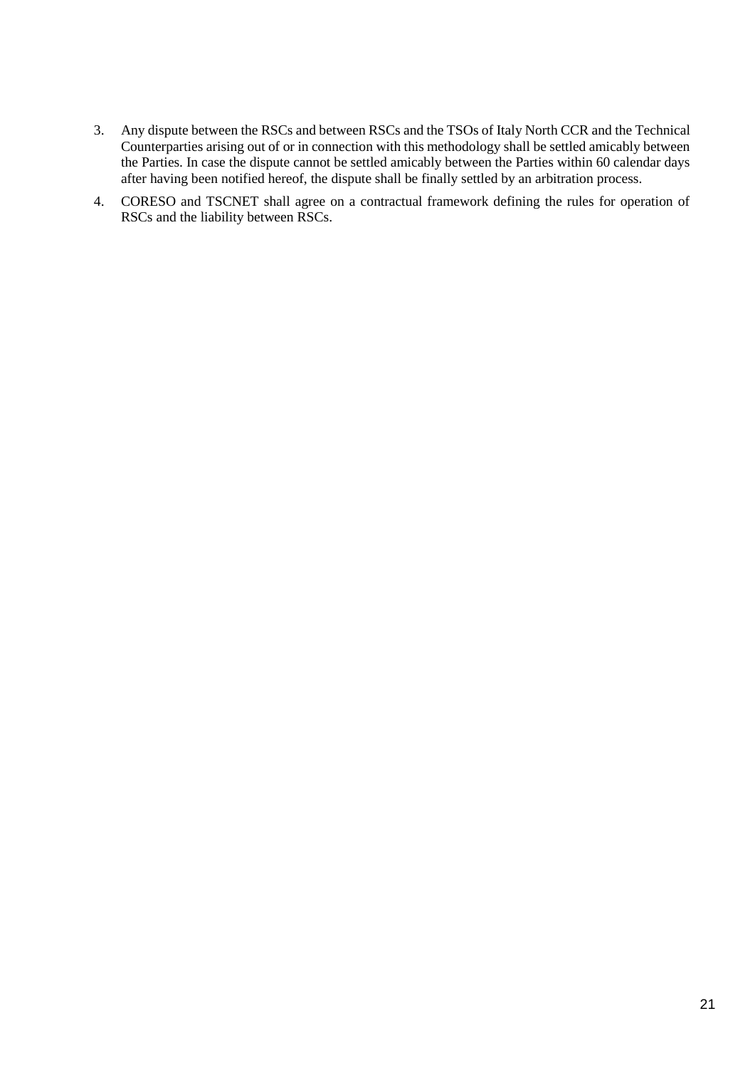3. Any dispute between the RSCs and between RSCs and the TSOs of Italy North CCR and the Technical Counterparties arising out of or in connection with this methodology shall be settled amicably between the Parties. In case the dispute cannot be settled amicably between the Parties within 60 calendar days after having been notified hereof, the dispute shall be finally settled by an arbitration process.
4. CORESO and TSCNET shall agree on a contractual framework defining the rules for operation of RSCs and the liability between RSCs.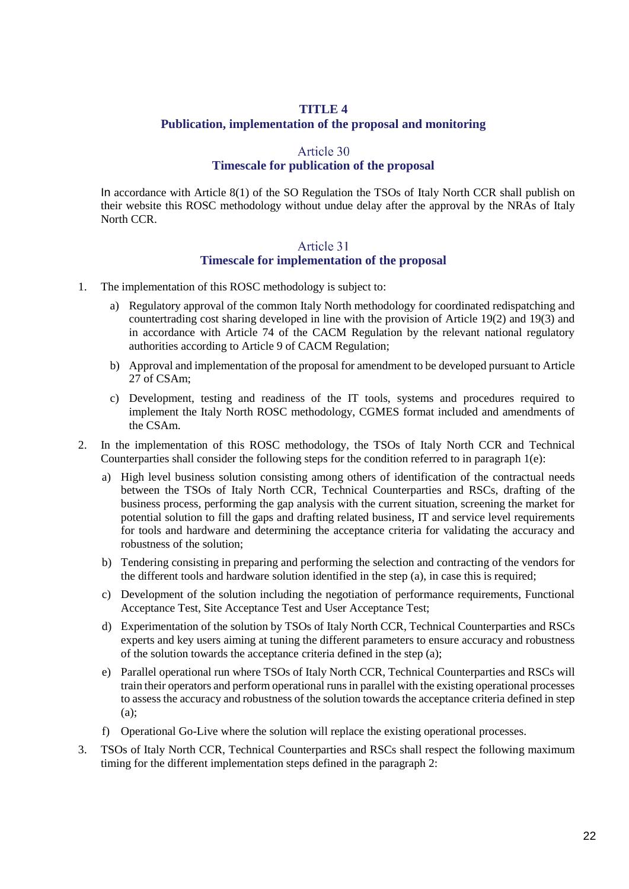# TITLE 4
## Publication, implementation of the proposal and monitoring

### Article 30
### Timescale for publication of the proposal

In accordance with Article 8(1) of the SO Regulation the TSOs of Italy North CCR shall publish on their website this ROSC methodology without undue delay after the approval by the NRAs of Italy North CCR.

### Article 31
### Timescale for implementation of the proposal

1. The implementation of this ROSC methodology is subject to:
   a) Regulatory approval of the common Italy North methodology for coordinated redispatching and countertrading cost sharing developed in line with the provision of Article 19(2) and 19(3) and in accordance with Article 74 of the CACM Regulation by the relevant national regulatory authorities according to Article 9 of CACM Regulation;
   b) Approval and implementation of the proposal for amendment to be developed pursuant to Article 27 of CSAm;
   c) Development, testing and readiness of the IT tools, systems and procedures required to implement the Italy North ROSC methodology, CGMES format included and amendments of the CSAm.
2. In the implementation of this ROSC methodology, the TSOs of Italy North CCR and Technical Counterparties shall consider the following steps for the condition referred to in paragraph 1(e):
   a) High level business solution consisting among others of identification of the contractual needs between the TSOs of Italy North CCR, Technical Counterparties and RSCs, drafting of the business process, performing the gap analysis with the current situation, screening the market for potential solution to fill the gaps and drafting related business, IT and service level requirements for tools and hardware and determining the acceptance criteria for validating the accuracy and robustness of the solution;
   b) Tendering consisting in preparing and performing the selection and contracting of the vendors for the different tools and hardware solution identified in the step (a), in case this is required;
   c) Development of the solution including the negotiation of performance requirements, Functional Acceptance Test, Site Acceptance Test and User Acceptance Test;
   d) Experimentation of the solution by TSOs of Italy North CCR, Technical Counterparties and RSCs experts and key users aiming at tuning the different parameters to ensure accuracy and robustness of the solution towards the acceptance criteria defined in the step (a);
   e) Parallel operational run where TSOs of Italy North CCR, Technical Counterparties and RSCs will train their operators and perform operational runs in parallel with the existing operational processes to assess the accuracy and robustness of the solution towards the acceptance criteria defined in step (a);
   f) Operational Go-Live where the solution will replace the existing operational processes.
3. TSOs of Italy North CCR, Technical Counterparties and RSCs shall respect the following maximum timing for the different implementation steps defined in the paragraph 2: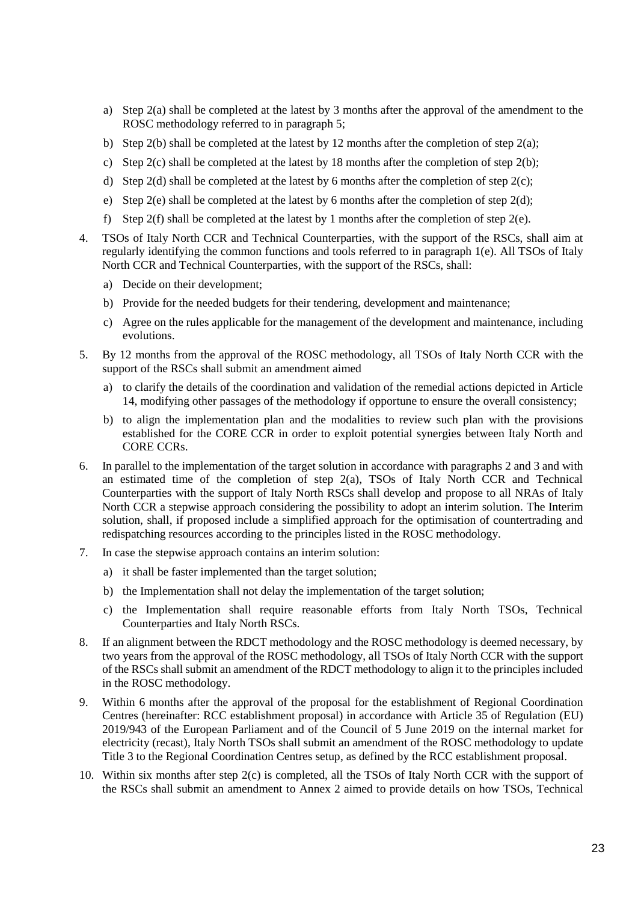a) Step 2(a) shall be completed at the latest by 3 months after the approval of the amendment to the ROSC methodology referred to in paragraph 5;

b) Step 2(b) shall be completed at the latest by 12 months after the completion of step 2(a);

c) Step 2(c) shall be completed at the latest by 18 months after the completion of step 2(b);

d) Step 2(d) shall be completed at the latest by 6 months after the completion of step 2(c);

e) Step 2(e) shall be completed at the latest by 6 months after the completion of step 2(d);

f) Step 2(f) shall be completed at the latest by 1 months after the completion of step 2(e).

4. TSOs of Italy North CCR and Technical Counterparties, with the support of the RSCs, shall aim at regularly identifying the common functions and tools referred to in paragraph 1(e). All TSOs of Italy North CCR and Technical Counterparties, with the support of the RSCs, shall:

   a) Decide on their development;

   b) Provide for the needed budgets for their tendering, development and maintenance;

   c) Agree on the rules applicable for the management of the development and maintenance, including evolutions.

5. By 12 months from the approval of the ROSC methodology, all TSOs of Italy North CCR with the support of the RSCs shall submit an amendment aimed

   a) to clarify the details of the coordination and validation of the remedial actions depicted in Article 14, modifying other passages of the methodology if opportune to ensure the overall consistency;

   b) to align the implementation plan and the modalities to review such plan with the provisions established for the CORE CCR in order to exploit potential synergies between Italy North and CORE CCRs.

6. In parallel to the implementation of the target solution in accordance with paragraphs 2 and 3 and with an estimated time of the completion of step 2(a), TSOs of Italy North CCR and Technical Counterparties with the support of Italy North RSCs shall develop and propose to all NRAs of Italy North CCR a stepwise approach considering the possibility to adopt an interim solution. The Interim solution, shall, if proposed include a simplified approach for the optimisation of countertrading and redispatching resources according to the principles listed in the ROSC methodology.

7. In case the stepwise approach contains an interim solution:

   a) it shall be faster implemented than the target solution;

   b) the Implementation shall not delay the implementation of the target solution;

   c) the Implementation shall require reasonable efforts from Italy North TSOs, Technical Counterparties and Italy North RSCs.

8. If an alignment between the RDCT methodology and the ROSC methodology is deemed necessary, by two years from the approval of the ROSC methodology, all TSOs of Italy North CCR with the support of the RSCs shall submit an amendment of the RDCT methodology to align it to the principles included in the ROSC methodology.

9. Within 6 months after the approval of the proposal for the establishment of Regional Coordination Centres (hereinafter: RCC establishment proposal) in accordance with Article 35 of Regulation (EU) 2019/943 of the European Parliament and of the Council of 5 June 2019 on the internal market for electricity (recast), Italy North TSOs shall submit an amendment of the ROSC methodology to update Title 3 to the Regional Coordination Centres setup, as defined by the RCC establishment proposal.

10. Within six months after step 2(c) is completed, all the TSOs of Italy North CCR with the support of the RSCs shall submit an amendment to Annex 2 aimed to provide details on how TSOs, Technical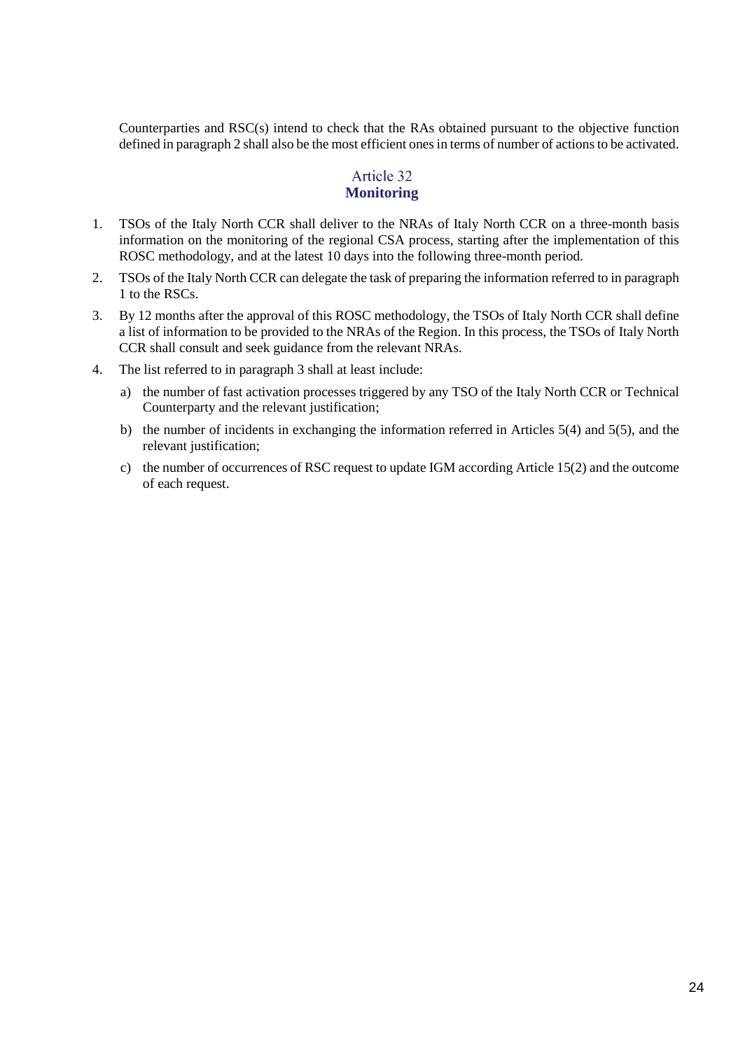Counterparties and RSC(s) intend to check that the RAs obtained pursuant to the objective function defined in paragraph 2 shall also be the most efficient ones in terms of number of actions to be activated.

## Article 32
## **Monitoring**

1. TSOs of the Italy North CCR shall deliver to the NRAs of Italy North CCR on a three-month basis information on the monitoring of the regional CSA process, starting after the implementation of this ROSC methodology, and at the latest 10 days into the following three-month period.
2. TSOs of the Italy North CCR can delegate the task of preparing the information referred to in paragraph 1 to the RSCs.
3. By 12 months after the approval of this ROSC methodology, the TSOs of Italy North CCR shall define a list of information to be provided to the NRAs of the Region. In this process, the TSOs of Italy North CCR shall consult and seek guidance from the relevant NRAs.
4. The list referred to in paragraph 3 shall at least include:
   a) the number of fast activation processes triggered by any TSO of the Italy North CCR or Technical Counterparty and the relevant justification;
   b) the number of incidents in exchanging the information referred in Articles 5(4) and 5(5), and the relevant justification;
   c) the number of occurrences of RSC request to update IGM according Article 15(2) and the outcome of each request.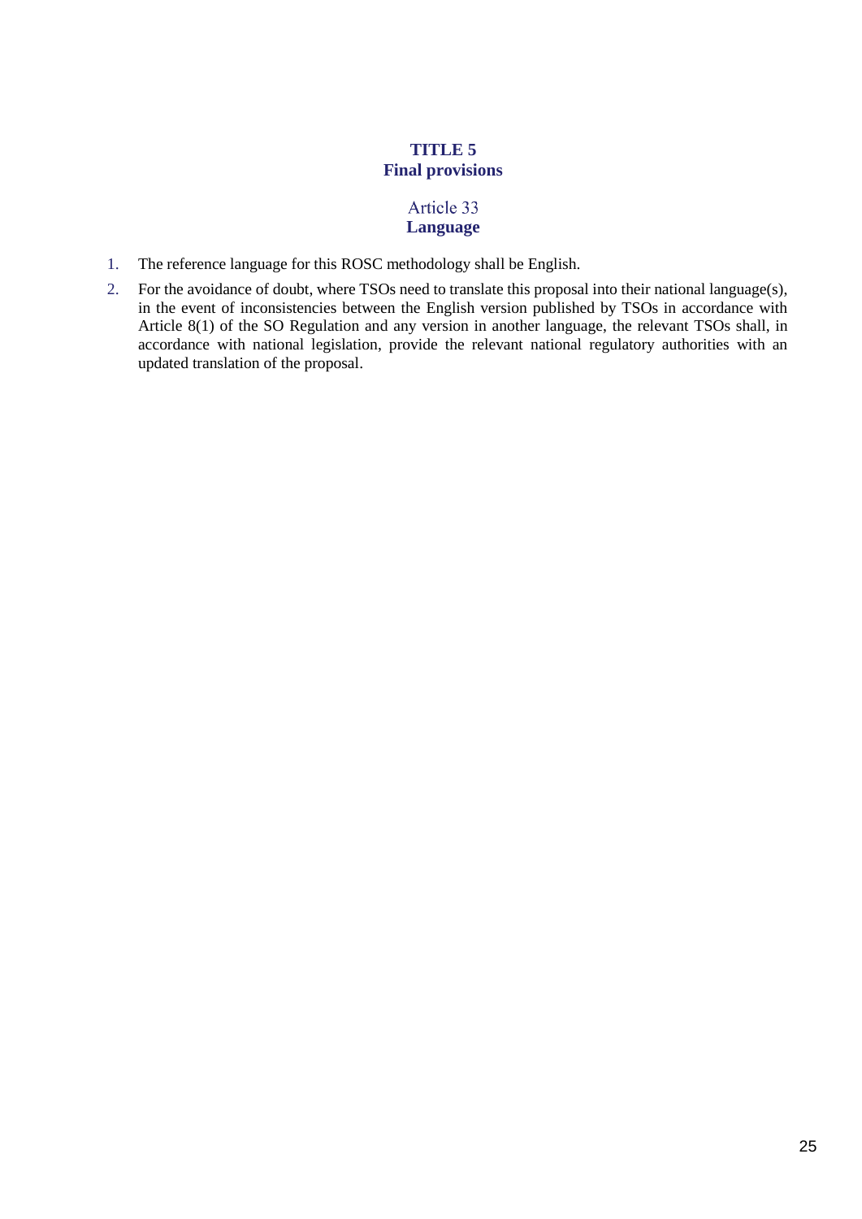# TITLE 5
# Final provisions

## Article 33
## Language

1. The reference language for this ROSC methodology shall be English.
2. For the avoidance of doubt, where TSOs need to translate this proposal into their national language(s), in the event of inconsistencies between the English version published by TSOs in accordance with Article 8(1) of the SO Regulation and any version in another language, the relevant TSOs shall, in accordance with national legislation, provide the relevant national regulatory authorities with an updated translation of the proposal.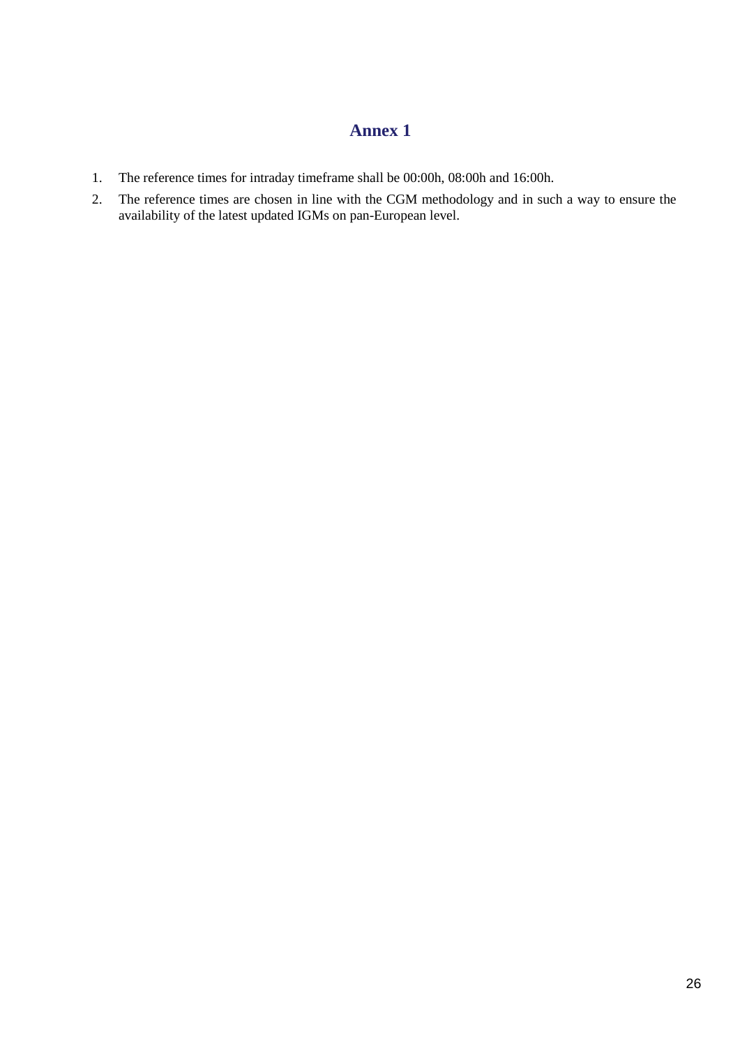# Annex 1

1. The reference times for intraday timeframe shall be 00:00h, 08:00h and 16:00h.
2. The reference times are chosen in line with the CGM methodology and in such a way to ensure the availability of the latest updated IGMs on pan-European level.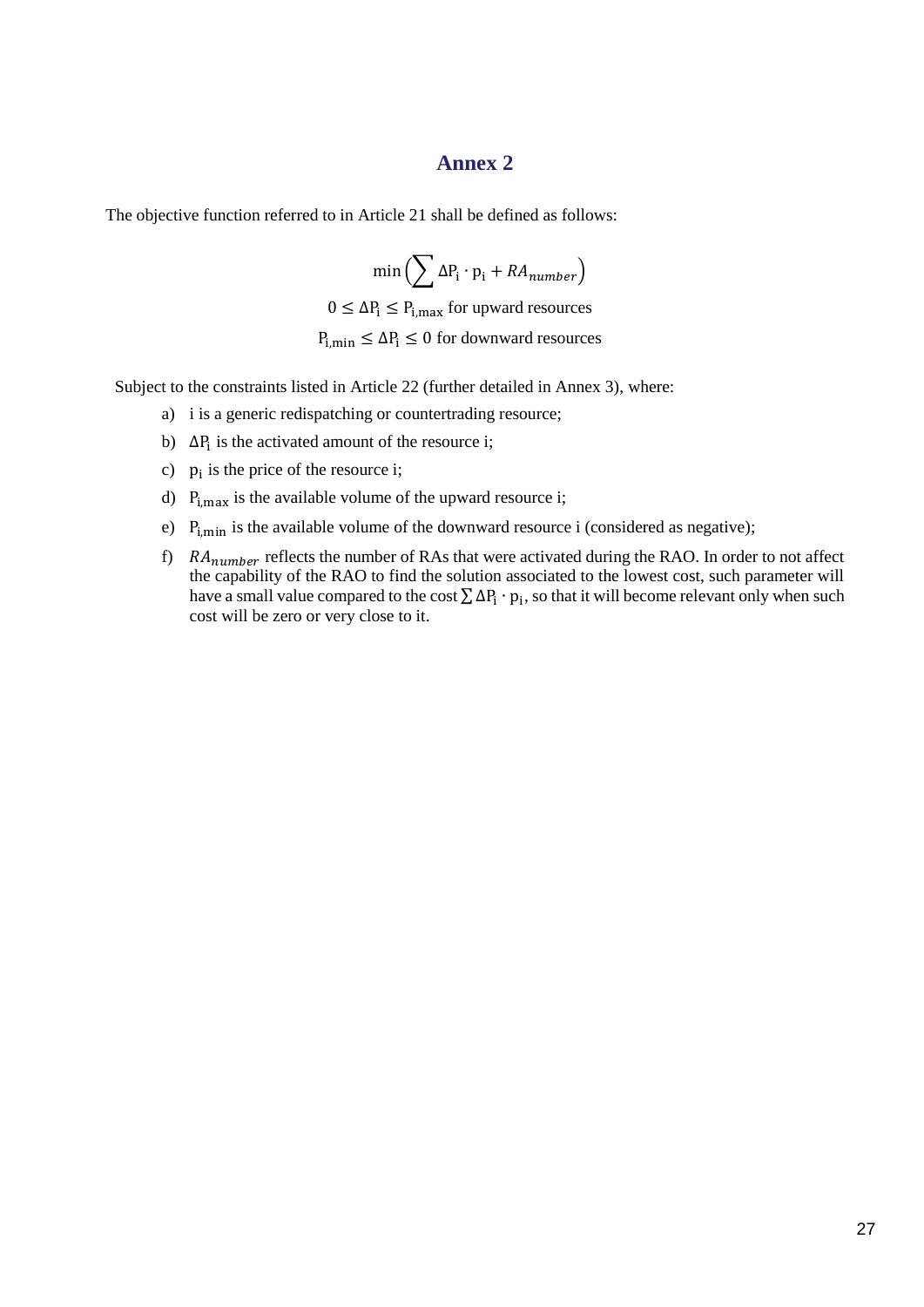# Annex 2

The objective function referred to in Article 21 shall be defined as follows:

$$\min\left(\sum \Delta \mathrm{P_i} \cdot \mathrm{p_i} + RA_{number}\right)$$

$$0 \leq \Delta \mathrm{P_i} \leq \mathrm{P_{i,max}} \text{ for upward resources}$$

$$\mathrm{P_{i,min}} \leq \Delta \mathrm{P_i} \leq 0 \text{ for downward resources}$$

Subject to the constraints listed in Article 22 (further detailed in Annex 3), where:

a) i is a generic redispatching or countertrading resource;

b) $\Delta \mathrm{P_i}$ is the activated amount of the resource i;

c) $\mathrm{p_i}$ is the price of the resource i;

d) $\mathrm{P_{i,max}}$ is the available volume of the upward resource i;

e) $\mathrm{P_{i,min}}$ is the available volume of the downward resource i (considered as negative);

f) $RA_{number}$ reflects the number of RAs that were activated during the RAO. In order to not affect the capability of the RAO to find the solution associated to the lowest cost, such parameter will have a small value compared to the cost $\sum \Delta \mathrm{P_i} \cdot \mathrm{p_i}$, so that it will become relevant only when such cost will be zero or very close to it.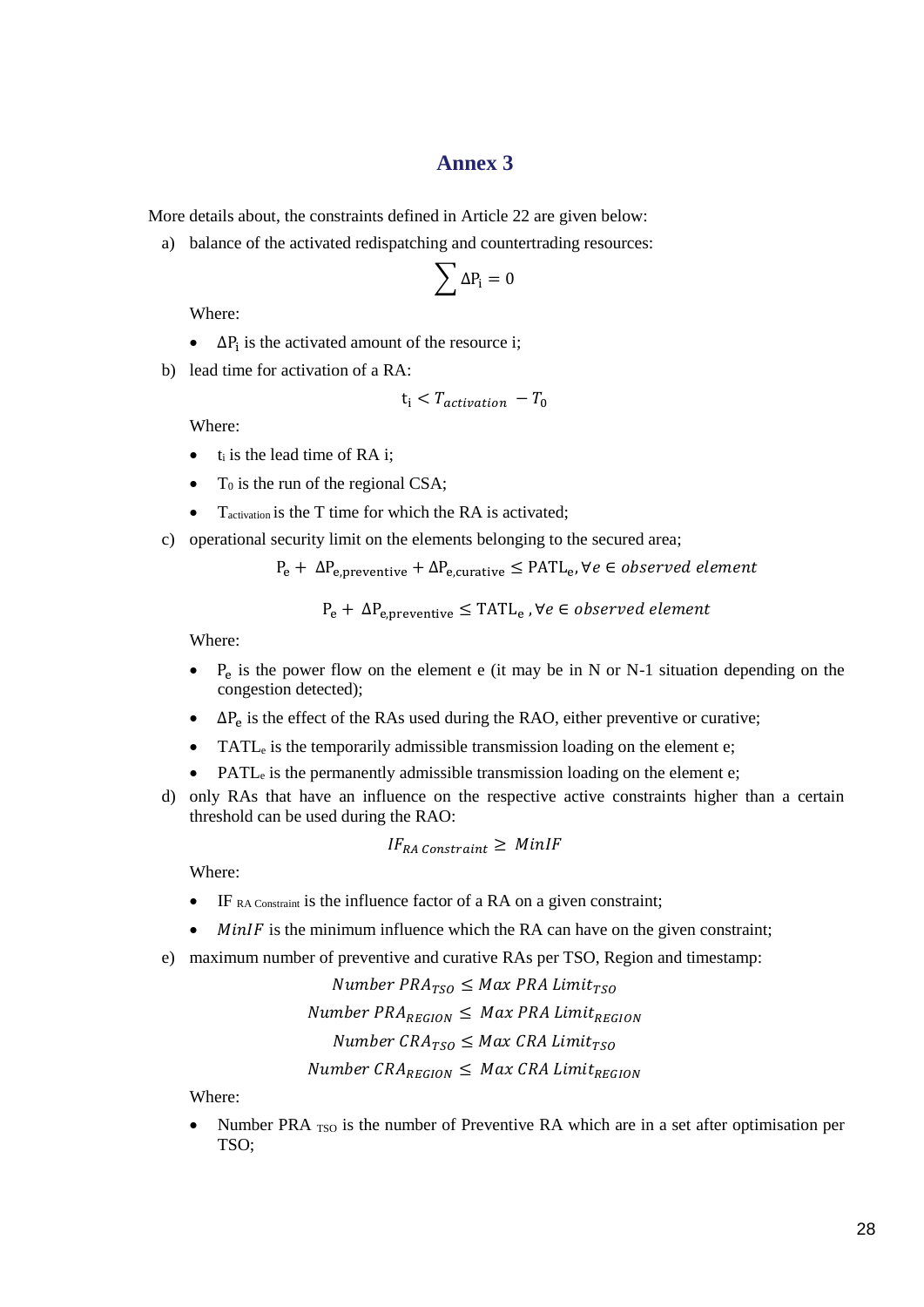# Annex 3

More details about, the constraints defined in Article 22 are given below:

a) balance of the activated redispatching and countertrading resources:

$$\sum \Delta \mathrm{P_i} = 0$$

Where:

- $\Delta \mathrm{P_i}$ is the activated amount of the resource i;

b) lead time for activation of a RA:

$$\mathrm{t_i} < T_{activation} - T_0$$

Where:

- $t_i$ is the lead time of RA i;
- $T_0$ is the run of the regional CSA;
- $T_{activation}$ is the T time for which the RA is activated;

c) operational security limit on the elements belonging to the secured area;

$$\mathrm{P_e} + \Delta \mathrm{P_{e,preventive}} + \Delta \mathrm{P_{e,curative}} \leq \mathrm{PATL_e}, \forall e \in observed\ element$$

$$\mathrm{P_e} + \Delta \mathrm{P_{e,preventive}} \leq \mathrm{TATL_e}\ , \forall e \in observed\ element$$

Where:

- $\mathrm{P_e}$ is the power flow on the element e (it may be in N or N-1 situation depending on the congestion detected);
- $\Delta \mathrm{P_e}$ is the effect of the RAs used during the RAO, either preventive or curative;
- $\mathrm{TATL_e}$ is the temporarily admissible transmission loading on the element e;
- $\mathrm{PATL_e}$ is the permanently admissible transmission loading on the element e;

d) only RAs that have an influence on the respective active constraints higher than a certain threshold can be used during the RAO:

$$IF_{RA\ Constraint} \geq MinIF$$

Where:

- $IF_{RA\ Constraint}$ is the influence factor of a RA on a given constraint;
- $MinIF$ is the minimum influence which the RA can have on the given constraint;

e) maximum number of preventive and curative RAs per TSO, Region and timestamp:

$$Number\ PRA_{TSO} \leq Max\ PRA\ Limit_{TSO}$$

$$Number\ PRA_{REGION} \leq\ Max\ PRA\ Limit_{REGION}$$

$$Number\ CRA_{TSO} \leq Max\ CRA\ Limit_{TSO}$$

$$Number\ CRA_{REGION} \leq\ Max\ CRA\ Limit_{REGION}$$

Where:

- Number $\mathrm{PRA}_{\mathrm{TSO}}$ is the number of Preventive RA which are in a set after optimisation per TSO;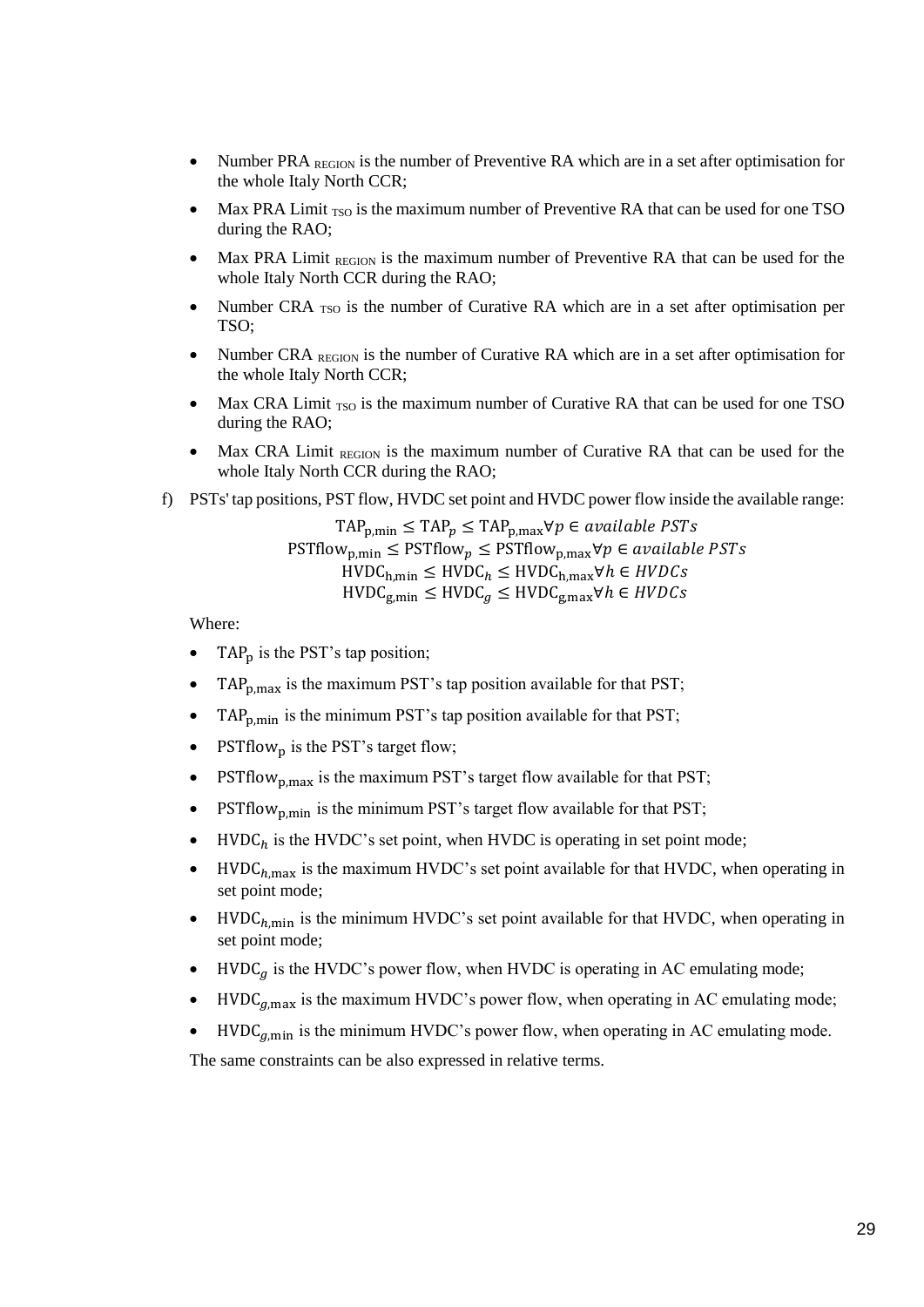- Number PRA $_{REGION}$ is the number of Preventive RA which are in a set after optimisation for the whole Italy North CCR;
- Max PRA Limit $_{TSO}$ is the maximum number of Preventive RA that can be used for one TSO during the RAO;
- Max PRA Limit $_{REGION}$ is the maximum number of Preventive RA that can be used for the whole Italy North CCR during the RAO;
- Number CRA $_{TSO}$ is the number of Curative RA which are in a set after optimisation per TSO;
- Number CRA $_{REGION}$ is the number of Curative RA which are in a set after optimisation for the whole Italy North CCR;
- Max CRA Limit $_{TSO}$ is the maximum number of Curative RA that can be used for one TSO during the RAO;
- Max CRA Limit $_{REGION}$ is the maximum number of Curative RA that can be used for the whole Italy North CCR during the RAO;

f) PSTs' tap positions, PST flow, HVDC set point and HVDC power flow inside the available range:

$$\mathrm{TAP_{p,min}} \leq \mathrm{TAP}_p \leq \mathrm{TAP_{p,max}} \forall p \in available\ PSTs$$
$$\mathrm{PSTflow_{p,min}} \leq \mathrm{PSTflow}_p \leq \mathrm{PSTflow_{p,max}} \forall p \in available\ PSTs$$
$$\mathrm{HVDC_{h,min}} \leq \mathrm{HVDC}_h \leq \mathrm{HVDC_{h,max}} \forall h \in HVDCs$$
$$\mathrm{HVDC_{g,min}} \leq \mathrm{HVDC}_g \leq \mathrm{HVDC_{g,max}} \forall h \in HVDCs$$

Where:

- $\mathrm{TAP_p}$ is the PST's tap position;
- $\mathrm{TAP_{p,max}}$ is the maximum PST's tap position available for that PST;
- $\mathrm{TAP_{p,min}}$ is the minimum PST's tap position available for that PST;
- $\mathrm{PSTflow_p}$ is the PST's target flow;
- $\mathrm{PSTflow_{p,max}}$ is the maximum PST's target flow available for that PST;
- $\mathrm{PSTflow_{p,min}}$ is the minimum PST's target flow available for that PST;
- $\mathrm{HVDC}_h$ is the HVDC's set point, when HVDC is operating in set point mode;
- $\mathrm{HVDC}_{h,\mathrm{max}}$ is the maximum HVDC's set point available for that HVDC, when operating in set point mode;
- $\mathrm{HVDC}_{h,\mathrm{min}}$ is the minimum HVDC's set point available for that HVDC, when operating in set point mode;
- $\mathrm{HVDC}_g$ is the HVDC's power flow, when HVDC is operating in AC emulating mode;
- $\mathrm{HVDC}_{g,\mathrm{max}}$ is the maximum HVDC's power flow, when operating in AC emulating mode;
- $\mathrm{HVDC}_{g,\mathrm{min}}$ is the minimum HVDC's power flow, when operating in AC emulating mode.

The same constraints can be also expressed in relative terms.